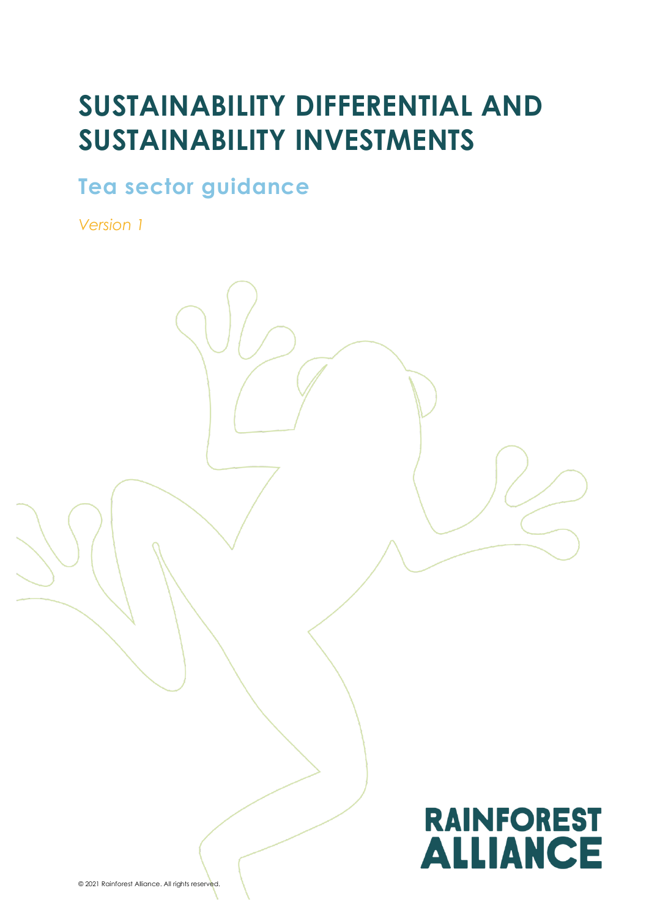# SUSTAINABILITY DIFFERENTIAL AND SUSTAINABILITY INVESTMENTS

## Tea sector guidance

*Version 1*

RAINFOREST ALLIANCE

© 2021 Rainforest Alliance. All rights reserved.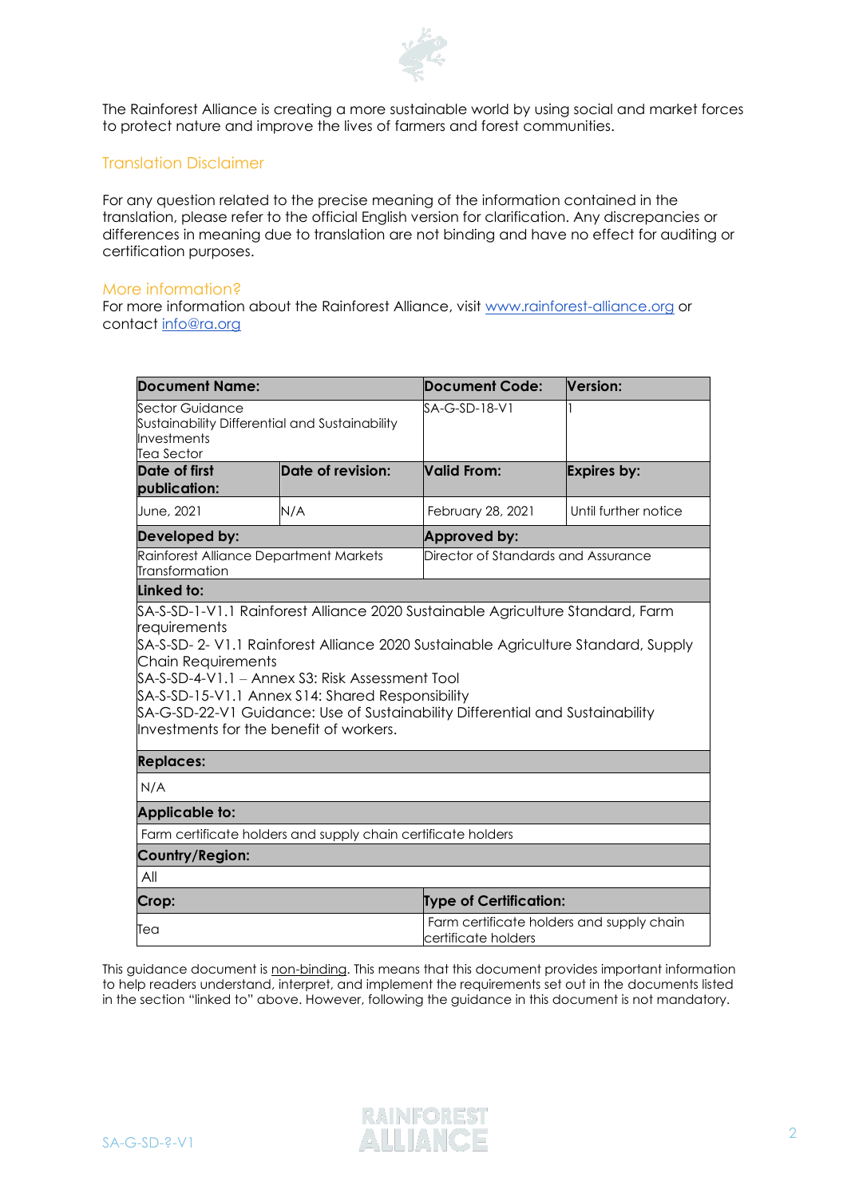The Rainforest Alliance is creating a more sustainable world by using social and market forces to protect nature and improve the lives of farmers and forest communities.

## Translation Disclaimer

For any question related to the precise meaning of the information contained in the translation, please refer to the official English version for clarification. Any discrepancies or differences in meaning due to translation are not binding and have no effect for auditing or certification purposes.

## More information?

For more information about the Rainforest Alliance, visit www.rainforest-alliance.org or contact info@ra.org

| **Document Name:** | | **Document Code:** | **Version:** |
|---|---|---|---|
| Sector Guidance Sustainability Differential and Sustainability Investments Tea Sector | | SA-G-SD-18-V1 | 1 |
| **Date of first publication:** | **Date of revision:** | **Valid From:** | **Expires by:** |
| June, 2021 | N/A | February 28, 2021 | Until further notice |
| **Developed by:** | | **Approved by:** | |
| Rainforest Alliance Department Markets Transformation | | Director of Standards and Assurance | |
| **Linked to:** | | | |
| SA-S-SD-1-V1.1 Rainforest Alliance 2020 Sustainable Agriculture Standard, Farm requirements<br>SA-S-SD- 2- V1.1 Rainforest Alliance 2020 Sustainable Agriculture Standard, Supply Chain Requirements<br>SA-S-SD-4-V1.1 – Annex S3: Risk Assessment Tool<br>SA-S-SD-15-V1.1 Annex S14: Shared Responsibility<br>SA-G-SD-22-V1 Guidance: Use of Sustainability Differential and Sustainability Investments for the benefit of workers. | | | |
| **Replaces:** | | | |
| N/A | | | |
| **Applicable to:** | | | |
| Farm certificate holders and supply chain certificate holders | | | |
| **Country/Region:** | | | |
| All | | | |
| **Crop:** | | **Type of Certification:** | |
| Tea | | Farm certificate holders and supply chain certificate holders | |

This guidance document is non-binding. This means that this document provides important information to help readers understand, interpret, and implement the requirements set out in the documents listed in the section "linked to" above. However, following the guidance in this document is not mandatory.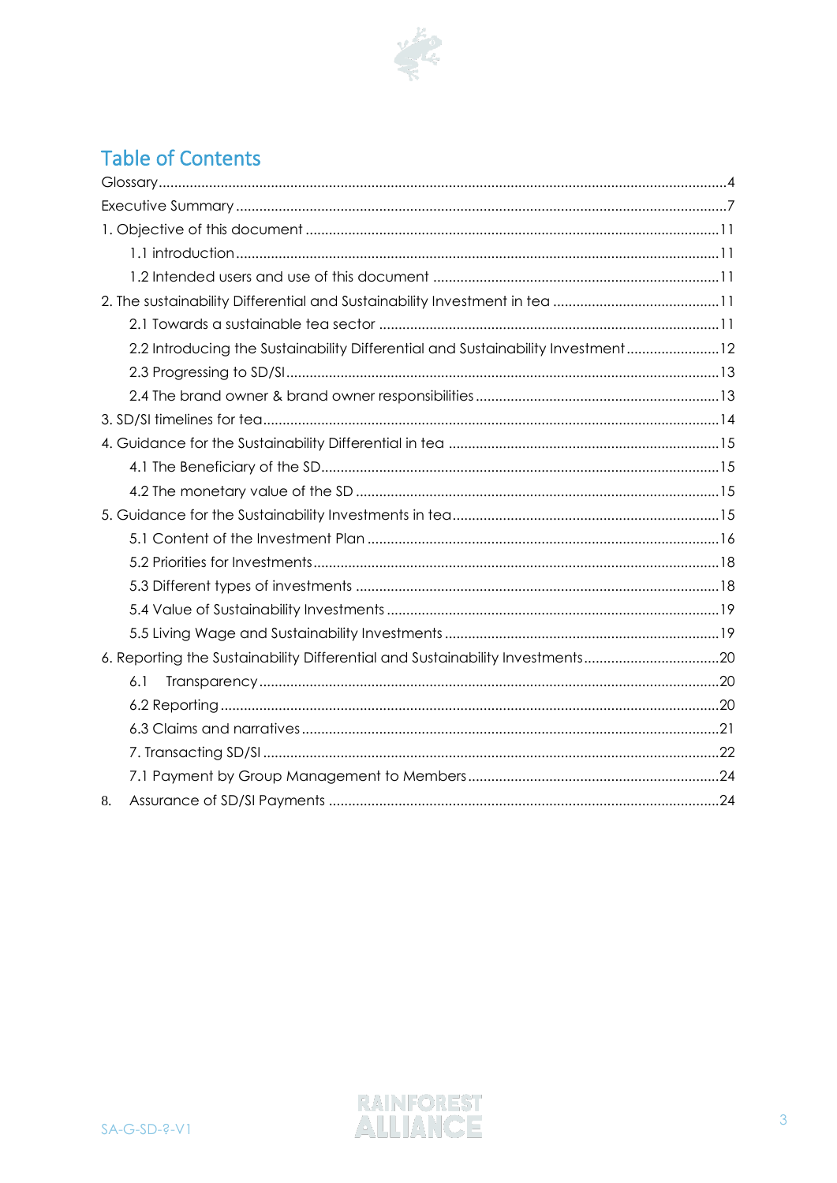# Table of Contents

- Glossary ..... 4
- Executive Summary ..... 7
- 1. Objective of this document ..... 11
  - 1.1 introduction ..... 11
  - 1.2 Intended users and use of this document ..... 11
- 2. The sustainability Differential and Sustainability Investment in tea ..... 11
  - 2.1 Towards a sustainable tea sector ..... 11
  - 2.2 Introducing the Sustainability Differential and Sustainability Investment ..... 12
  - 2.3 Progressing to SD/SI ..... 13
  - 2.4 The brand owner & brand owner responsibilities ..... 13
- 3. SD/SI timelines for tea ..... 14
- 4. Guidance for the Sustainability Differential in tea ..... 15
  - 4.1 The Beneficiary of the SD ..... 15
  - 4.2 The monetary value of the SD ..... 15
- 5. Guidance for the Sustainability Investments in tea ..... 15
  - 5.1 Content of the Investment Plan ..... 16
  - 5.2 Priorities for Investments ..... 18
  - 5.3 Different types of investments ..... 18
  - 5.4 Value of Sustainability Investments ..... 19
  - 5.5 Living Wage and Sustainability Investments ..... 19
- 6. Reporting the Sustainability Differential and Sustainability Investments ..... 20
  - 6.1 Transparency ..... 20
  - 6.2 Reporting ..... 20
  - 6.3 Claims and narratives ..... 21
  - 7. Transacting SD/SI ..... 22
  - 7.1 Payment by Group Management to Members ..... 24
- 8. Assurance of SD/SI Payments ..... 24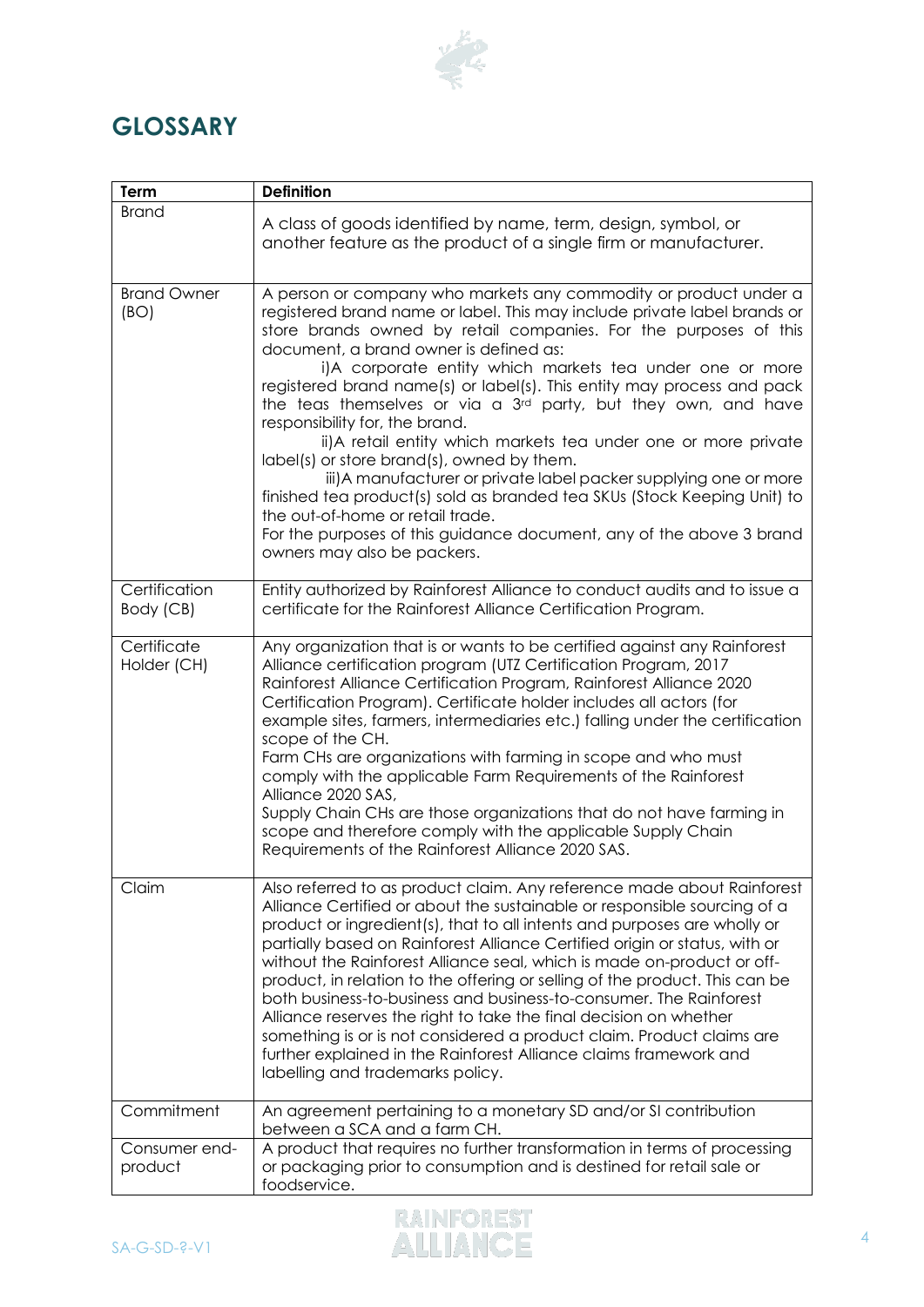# GLOSSARY

| Term | Definition |
|---|---|
| Brand | A class of goods identified by name, term, design, symbol, or another feature as the product of a single firm or manufacturer. |
| Brand Owner (BO) | A person or company who markets any commodity or product under a registered brand name or label. This may include private label brands or store brands owned by retail companies. For the purposes of this document, a brand owner is defined as:<br>i)A corporate entity which markets tea under one or more registered brand name(s) or label(s). This entity may process and pack the teas themselves or via a 3rd party, but they own, and have responsibility for, the brand.<br>ii)A retail entity which markets tea under one or more private label(s) or store brand(s), owned by them.<br>iii)A manufacturer or private label packer supplying one or more finished tea product(s) sold as branded tea SKUs (Stock Keeping Unit) to the out-of-home or retail trade.<br>For the purposes of this guidance document, any of the above 3 brand owners may also be packers. |
| Certification Body (CB) | Entity authorized by Rainforest Alliance to conduct audits and to issue a certificate for the Rainforest Alliance Certification Program. |
| Certificate Holder (CH) | Any organization that is or wants to be certified against any Rainforest Alliance certification program (UTZ Certification Program, 2017 Rainforest Alliance Certification Program, Rainforest Alliance 2020 Certification Program). Certificate holder includes all actors (for example sites, farmers, intermediaries etc.) falling under the certification scope of the CH.<br>Farm CHs are organizations with farming in scope and who must comply with the applicable Farm Requirements of the Rainforest Alliance 2020 SAS,<br>Supply Chain CHs are those organizations that do not have farming in scope and therefore comply with the applicable Supply Chain Requirements of the Rainforest Alliance 2020 SAS. |
| Claim | Also referred to as product claim. Any reference made about Rainforest Alliance Certified or about the sustainable or responsible sourcing of a product or ingredient(s), that to all intents and purposes are wholly or partially based on Rainforest Alliance Certified origin or status, with or without the Rainforest Alliance seal, which is made on-product or off-product, in relation to the offering or selling of the product. This can be both business-to-business and business-to-consumer. The Rainforest Alliance reserves the right to take the final decision on whether something is or is not considered a product claim. Product claims are further explained in the Rainforest Alliance claims framework and labelling and trademarks policy. |
| Commitment | An agreement pertaining to a monetary SD and/or SI contribution between a SCA and a farm CH. |
| Consumer end-product | A product that requires no further transformation in terms of processing or packaging prior to consumption and is destined for retail sale or foodservice. |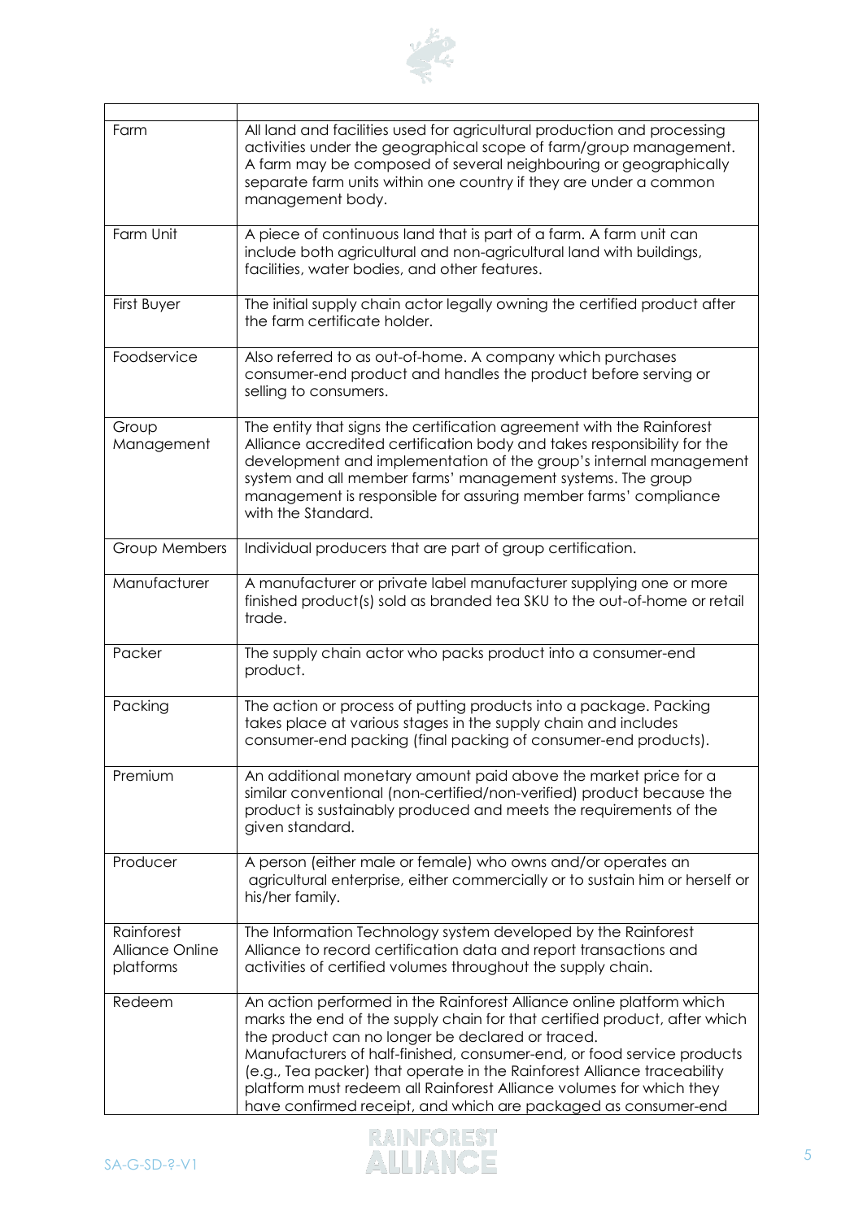| | |
|---|---|
| Farm | All land and facilities used for agricultural production and processing activities under the geographical scope of farm/group management. A farm may be composed of several neighbouring or geographically separate farm units within one country if they are under a common management body. |
| Farm Unit | A piece of continuous land that is part of a farm. A farm unit can include both agricultural and non-agricultural land with buildings, facilities, water bodies, and other features. |
| First Buyer | The initial supply chain actor legally owning the certified product after the farm certificate holder. |
| Foodservice | Also referred to as out-of-home. A company which purchases consumer-end product and handles the product before serving or selling to consumers. |
| Group Management | The entity that signs the certification agreement with the Rainforest Alliance accredited certification body and takes responsibility for the development and implementation of the group's internal management system and all member farms' management systems. The group management is responsible for assuring member farms' compliance with the Standard. |
| Group Members | Individual producers that are part of group certification. |
| Manufacturer | A manufacturer or private label manufacturer supplying one or more finished product(s) sold as branded tea SKU to the out-of-home or retail trade. |
| Packer | The supply chain actor who packs product into a consumer-end product. |
| Packing | The action or process of putting products into a package. Packing takes place at various stages in the supply chain and includes consumer-end packing (final packing of consumer-end products). |
| Premium | An additional monetary amount paid above the market price for a similar conventional (non-certified/non-verified) product because the product is sustainably produced and meets the requirements of the given standard. |
| Producer | A person (either male or female) who owns and/or operates an agricultural enterprise, either commercially or to sustain him or herself or his/her family. |
| Rainforest Alliance Online platforms | The Information Technology system developed by the Rainforest Alliance to record certification data and report transactions and activities of certified volumes throughout the supply chain. |
| Redeem | An action performed in the Rainforest Alliance online platform which marks the end of the supply chain for that certified product, after which the product can no longer be declared or traced. Manufacturers of half-finished, consumer-end, or food service products (e.g., Tea packer) that operate in the Rainforest Alliance traceability platform must redeem all Rainforest Alliance volumes for which they have confirmed receipt, and which are packaged as consumer-end |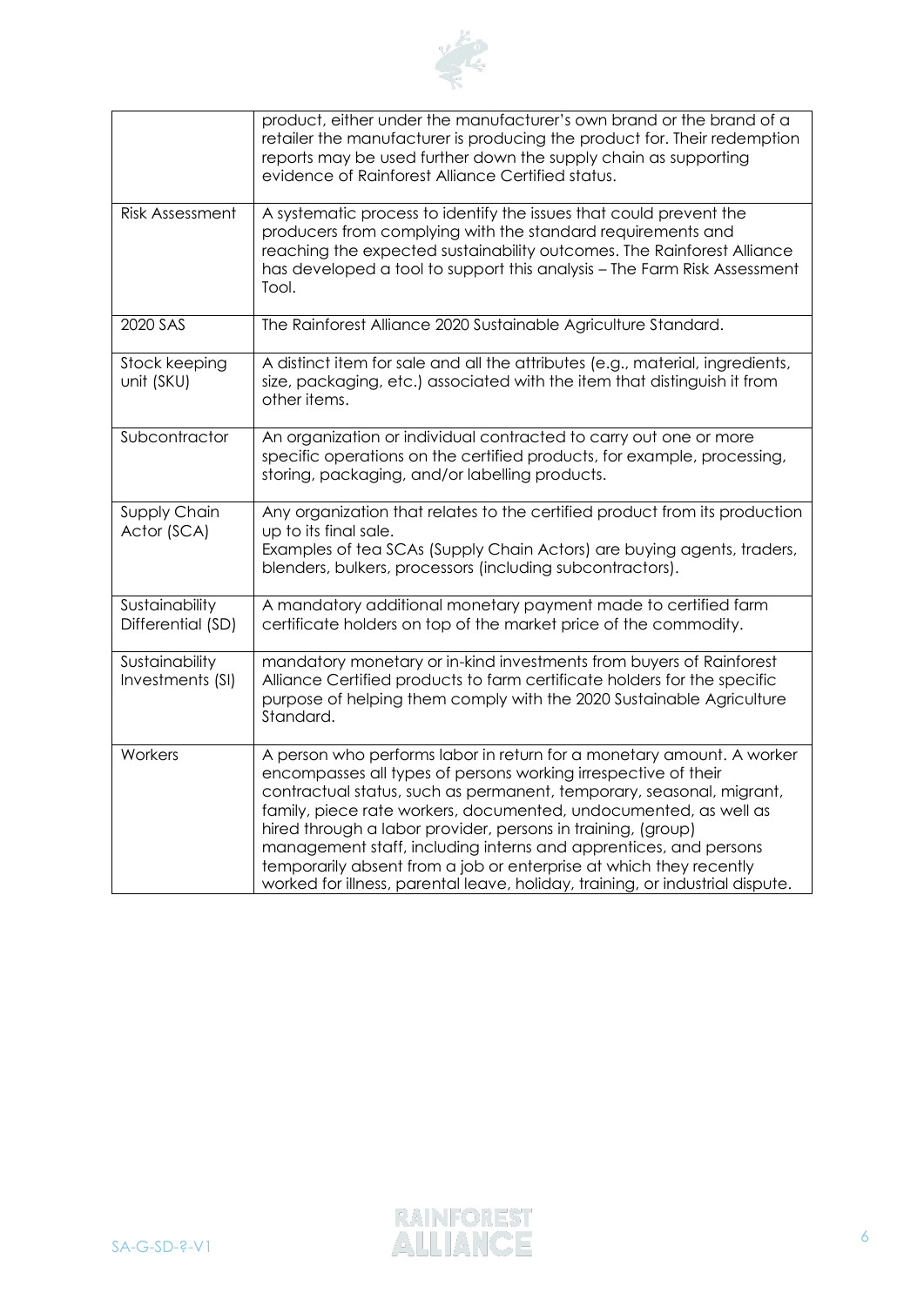| | |
|---|---|
| | product, either under the manufacturer's own brand or the brand of a retailer the manufacturer is producing the product for. Their redemption reports may be used further down the supply chain as supporting evidence of Rainforest Alliance Certified status. |
| Risk Assessment | A systematic process to identify the issues that could prevent the producers from complying with the standard requirements and reaching the expected sustainability outcomes. The Rainforest Alliance has developed a tool to support this analysis – The Farm Risk Assessment Tool. |
| 2020 SAS | The Rainforest Alliance 2020 Sustainable Agriculture Standard. |
| Stock keeping unit (SKU) | A distinct item for sale and all the attributes (e.g., material, ingredients, size, packaging, etc.) associated with the item that distinguish it from other items. |
| Subcontractor | An organization or individual contracted to carry out one or more specific operations on the certified products, for example, processing, storing, packaging, and/or labelling products. |
| Supply Chain Actor (SCA) | Any organization that relates to the certified product from its production up to its final sale.<br>Examples of tea SCAs (Supply Chain Actors) are buying agents, traders, blenders, bulkers, processors (including subcontractors). |
| Sustainability Differential (SD) | A mandatory additional monetary payment made to certified farm certificate holders on top of the market price of the commodity. |
| Sustainability Investments (SI) | mandatory monetary or in-kind investments from buyers of Rainforest Alliance Certified products to farm certificate holders for the specific purpose of helping them comply with the 2020 Sustainable Agriculture Standard. |
| Workers | A person who performs labor in return for a monetary amount. A worker encompasses all types of persons working irrespective of their contractual status, such as permanent, temporary, seasonal, migrant, family, piece rate workers, documented, undocumented, as well as hired through a labor provider, persons in training, (group) management staff, including interns and apprentices, and persons temporarily absent from a job or enterprise at which they recently worked for illness, parental leave, holiday, training, or industrial dispute. |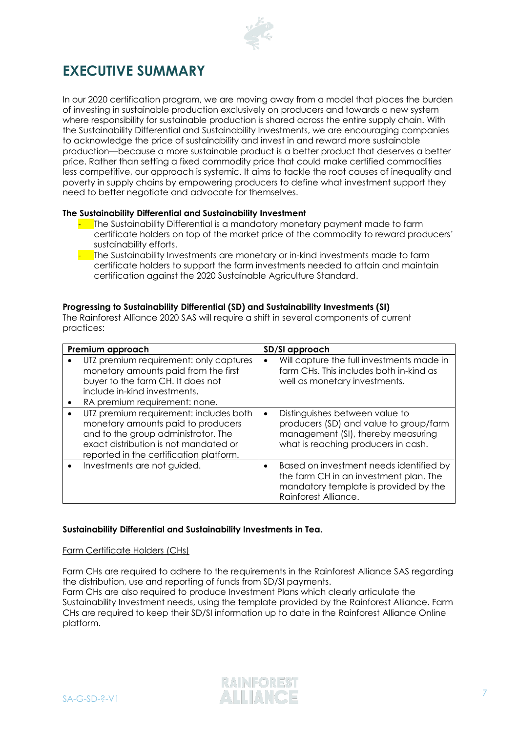# EXECUTIVE SUMMARY

In our 2020 certification program, we are moving away from a model that places the burden of investing in sustainable production exclusively on producers and towards a new system where responsibility for sustainable production is shared across the entire supply chain. With the Sustainability Differential and Sustainability Investments, we are encouraging companies to acknowledge the price of sustainability and invest in and reward more sustainable production—because a more sustainable product is a better product that deserves a better price. Rather than setting a fixed commodity price that could make certified commodities less competitive, our approach is systemic. It aims to tackle the root causes of inequality and poverty in supply chains by empowering producers to define what investment support they need to better negotiate and advocate for themselves.

**The Sustainability Differential and Sustainability Investment**

- The Sustainability Differential is a mandatory monetary payment made to farm certificate holders on top of the market price of the commodity to reward producers' sustainability efforts.
- The Sustainability Investments are monetary or in-kind investments made to farm certificate holders to support the farm investments needed to attain and maintain certification against the 2020 Sustainable Agriculture Standard.

**Progressing to Sustainability Differential (SD) and Sustainability Investments (SI)**

The Rainforest Alliance 2020 SAS will require a shift in several components of current practices:

| Premium approach | SD/SI approach |
|---|---|
| • UTZ premium requirement: only captures monetary amounts paid from the first buyer to the farm CH. It does not include in-kind investments.<br>• RA premium requirement: none. | • Will capture the full investments made in farm CHs. This includes both in-kind as well as monetary investments. |
| • UTZ premium requirement: includes both monetary amounts paid to producers and to the group administrator. The exact distribution is not mandated or reported in the certification platform. | • Distinguishes between value to producers (SD) and value to group/farm management (SI), thereby measuring what is reaching producers in cash. |
| • Investments are not guided. | • Based on investment needs identified by the farm CH in an investment plan. The mandatory template is provided by the Rainforest Alliance. |

**Sustainability Differential and Sustainability Investments in Tea.**

<u>Farm Certificate Holders (CHs)</u>

Farm CHs are required to adhere to the requirements in the Rainforest Alliance SAS regarding the distribution, use and reporting of funds from SD/SI payments.
Farm CHs are also required to produce Investment Plans which clearly articulate the Sustainability Investment needs, using the template provided by the Rainforest Alliance. Farm CHs are required to keep their SD/SI information up to date in the Rainforest Alliance Online platform.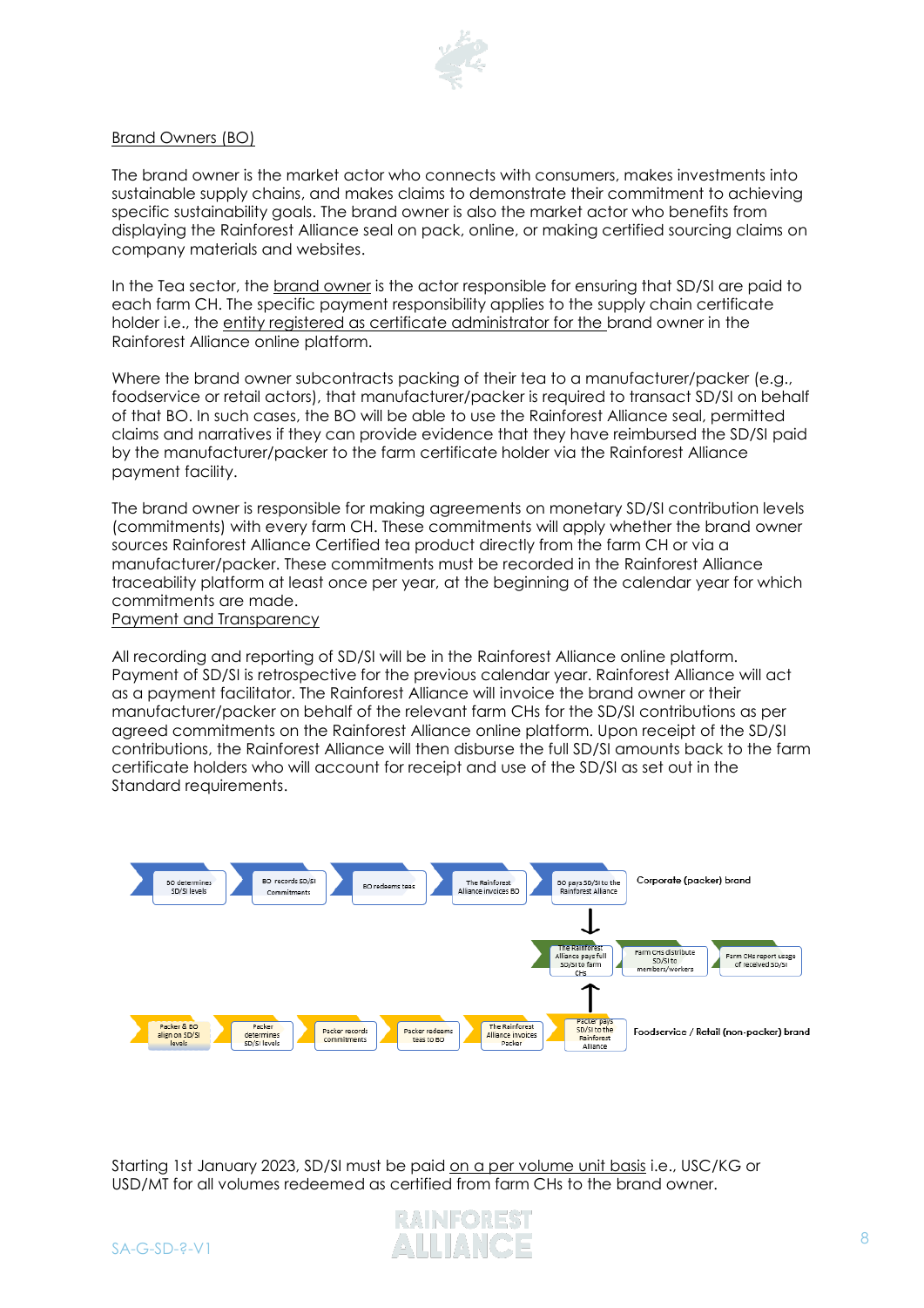Brand Owners (BO)

The brand owner is the market actor who connects with consumers, makes investments into sustainable supply chains, and makes claims to demonstrate their commitment to achieving specific sustainability goals. The brand owner is also the market actor who benefits from displaying the Rainforest Alliance seal on pack, online, or making certified sourcing claims on company materials and websites.

In the Tea sector, the brand owner is the actor responsible for ensuring that SD/SI are paid to each farm CH. The specific payment responsibility applies to the supply chain certificate holder i.e., the entity registered as certificate administrator for the brand owner in the Rainforest Alliance online platform.

Where the brand owner subcontracts packing of their tea to a manufacturer/packer (e.g., foodservice or retail actors), that manufacturer/packer is required to transact SD/SI on behalf of that BO. In such cases, the BO will be able to use the Rainforest Alliance seal, permitted claims and narratives if they can provide evidence that they have reimbursed the SD/SI paid by the manufacturer/packer to the farm certificate holder via the Rainforest Alliance payment facility.

The brand owner is responsible for making agreements on monetary SD/SI contribution levels (commitments) with every farm CH. These commitments will apply whether the brand owner sources Rainforest Alliance Certified tea product directly from the farm CH or via a manufacturer/packer. These commitments must be recorded in the Rainforest Alliance traceability platform at least once per year, at the beginning of the calendar year for which commitments are made.

Payment and Transparency

All recording and reporting of SD/SI will be in the Rainforest Alliance online platform. Payment of SD/SI is retrospective for the previous calendar year. Rainforest Alliance will act as a payment facilitator. The Rainforest Alliance will invoice the brand owner or their manufacturer/packer on behalf of the relevant farm CHs for the SD/SI contributions as per agreed commitments on the Rainforest Alliance online platform. Upon receipt of the SD/SI contributions, the Rainforest Alliance will then disburse the full SD/SI amounts back to the farm certificate holders who will account for receipt and use of the SD/SI as set out in the Standard requirements.

Corporate (packer) brand: BO determines SD/SI levels → BO records SD/SI Commitments → BO redeems teas → The Rainforest Alliance invoices BO → BO pays SD/SI to the Rainforest Alliance → The Rainforest Alliance pays full SD/SI to farm CHs → Farm CHs distribute SD/SI to members/workers → Farm CHs report usage of received SD/SI

Foodservice / Retail (non-packer) brand: Packer & BO align on SD/SI levels → Packer determines SD/SI levels → Packer records commitments → Packer redeems teas to BO → The Rainforest Alliance invoices Packer → Packer pays SD/SI to the Rainforest Alliance → The Rainforest Alliance pays full SD/SI to farm CHs

Starting 1st January 2023, SD/SI must be paid on a per volume unit basis i.e., USC/KG or USD/MT for all volumes redeemed as certified from farm CHs to the brand owner.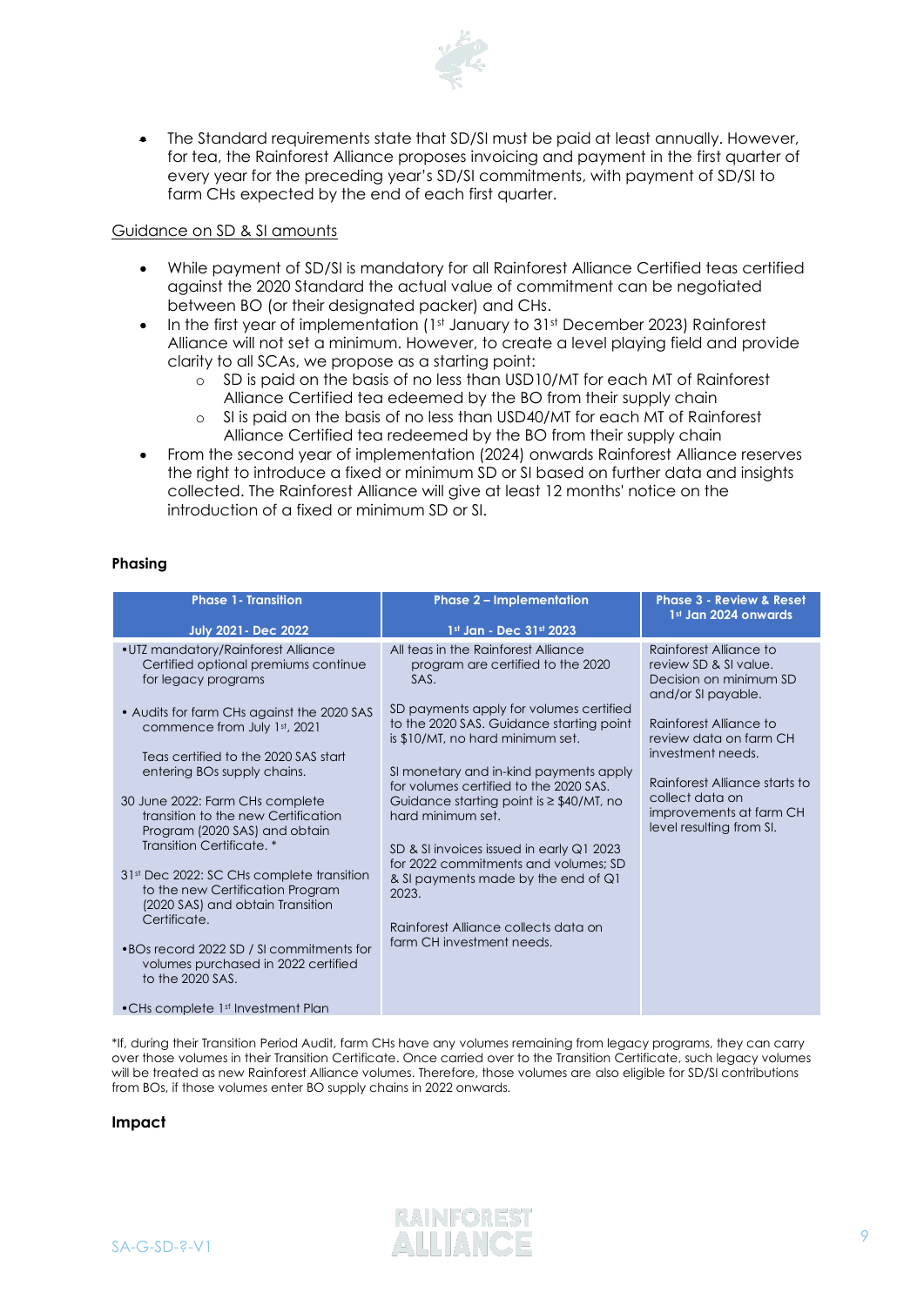- The Standard requirements state that SD/SI must be paid at least annually. However, for tea, the Rainforest Alliance proposes invoicing and payment in the first quarter of every year for the preceding year's SD/SI commitments, with payment of SD/SI to farm CHs expected by the end of each first quarter.

Guidance on SD & SI amounts

- While payment of SD/SI is mandatory for all Rainforest Alliance Certified teas certified against the 2020 Standard the actual value of commitment can be negotiated between BO (or their designated packer) and CHs.
- In the first year of implementation (1st January to 31st December 2023) Rainforest Alliance will not set a minimum. However, to create a level playing field and provide clarity to all SCAs, we propose as a starting point:
  - SD is paid on the basis of no less than USD10/MT for each MT of Rainforest Alliance Certified tea edeemed by the BO from their supply chain
  - SI is paid on the basis of no less than USD40/MT for each MT of Rainforest Alliance Certified tea redeemed by the BO from their supply chain
- From the second year of implementation (2024) onwards Rainforest Alliance reserves the right to introduce a fixed or minimum SD or SI based on further data and insights collected. The Rainforest Alliance will give at least 12 months' notice on the introduction of a fixed or minimum SD or SI.

**Phasing**

| Phase 1 - Transition<br>July 2021 - Dec 2022 | Phase 2 – Implementation<br>1st Jan - Dec 31st 2023 | Phase 3 - Review & Reset<br>1st Jan 2024 onwards |
|---|---|---|
| • UTZ mandatory/Rainforest Alliance Certified optional premiums continue for legacy programs<br><br>• Audits for farm CHs against the 2020 SAS commence from July 1st, 2021<br><br>Teas certified to the 2020 SAS start entering BOs supply chains.<br><br>30 June 2022: Farm CHs complete transition to the new Certification Program (2020 SAS) and obtain Transition Certificate. *<br><br>31st Dec 2022: SC CHs complete transition to the new Certification Program (2020 SAS) and obtain Transition Certificate.<br><br>• BOs record 2022 SD / SI commitments for volumes purchased in 2022 certified to the 2020 SAS.<br><br>• CHs complete 1st Investment Plan | All teas in the Rainforest Alliance program are certified to the 2020 SAS.<br><br>SD payments apply for volumes certified to the 2020 SAS. Guidance starting point is $10/MT, no hard minimum set.<br><br>SI monetary and in-kind payments apply for volumes certified to the 2020 SAS. Guidance starting point is ≥ $40/MT, no hard minimum set.<br><br>SD & SI invoices issued in early Q1 2023 for 2022 commitments and volumes; SD & SI payments made by the end of Q1 2023.<br><br>Rainforest Alliance collects data on farm CH investment needs. | Rainforest Alliance to review SD & SI value. Decision on minimum SD and/or SI payable.<br><br>Rainforest Alliance to review data on farm CH investment needs.<br><br>Rainforest Alliance starts to collect data on improvements at farm CH level resulting from SI. |

*If, during their Transition Period Audit, farm CHs have any volumes remaining from legacy programs, they can carry over those volumes in their Transition Certificate. Once carried over to the Transition Certificate, such legacy volumes will be treated as new Rainforest Alliance volumes. Therefore, those volumes are also eligible for SD/SI contributions from BOs, if those volumes enter BO supply chains in 2022 onwards.

**Impact**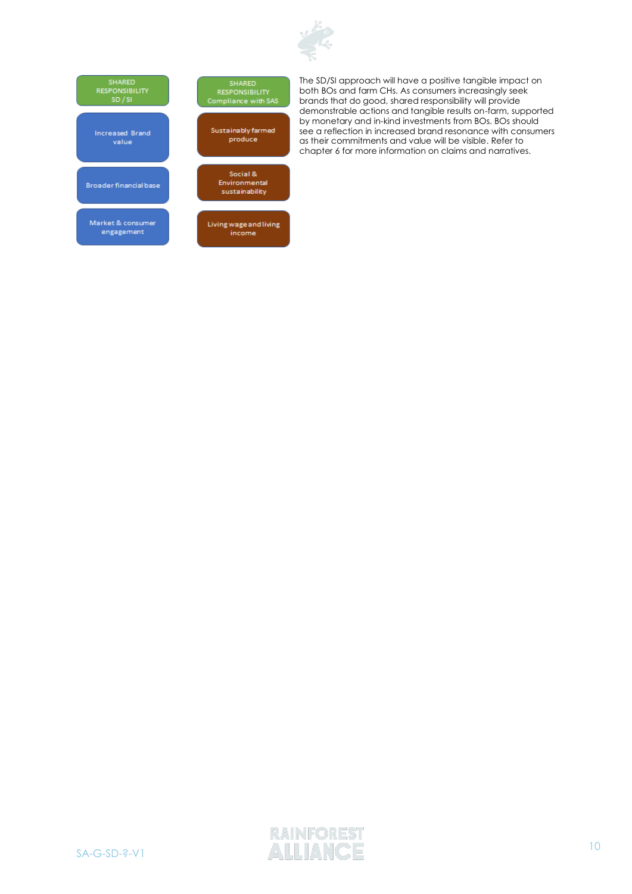| SHARED RESPONSIBILITY SD / SI | SHARED RESPONSIBILITY Compliance with SAS |
| --- | --- |
| Increased Brand value | Sustainably farmed produce |
| Broader financial base | Social & Environmental sustainability |
| Market & consumer engagement | Living wage and living income |

The SD/SI approach will have a positive tangible impact on both BOs and farm CHs. As consumers increasingly seek brands that do good, shared responsibility will provide demonstrable actions and tangible results on-farm, supported by monetary and in-kind investments from BOs. BOs should see a reflection in increased brand resonance with consumers as their commitments and value will be visible. Refer to chapter 6 for more information on claims and narratives.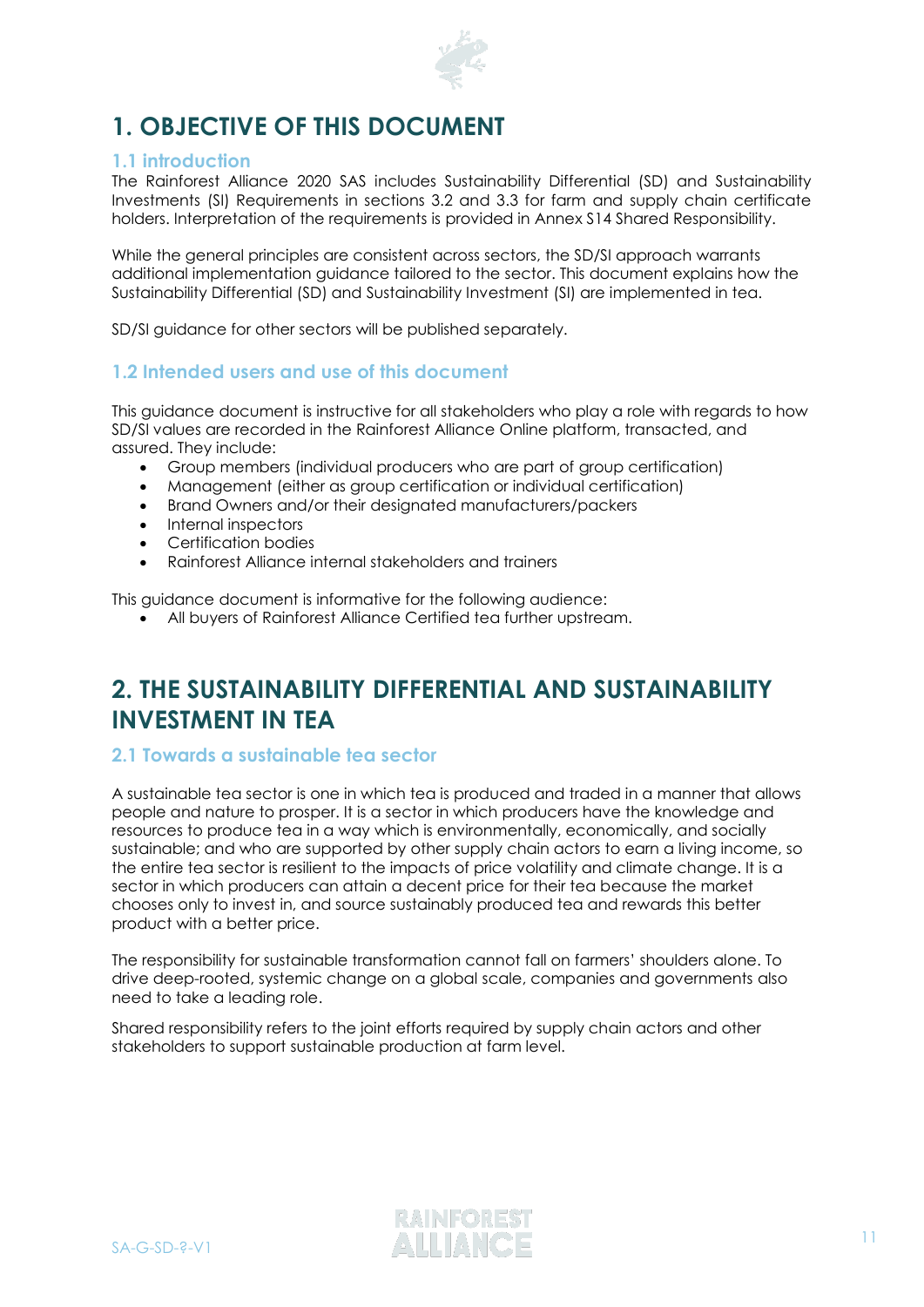# 1. OBJECTIVE OF THIS DOCUMENT

## 1.1 introduction

The Rainforest Alliance 2020 SAS includes Sustainability Differential (SD) and Sustainability Investments (SI) Requirements in sections 3.2 and 3.3 for farm and supply chain certificate holders. Interpretation of the requirements is provided in Annex S14 Shared Responsibility.

While the general principles are consistent across sectors, the SD/SI approach warrants additional implementation guidance tailored to the sector. This document explains how the Sustainability Differential (SD) and Sustainability Investment (SI) are implemented in tea.

SD/SI guidance for other sectors will be published separately.

## 1.2 Intended users and use of this document

This guidance document is instructive for all stakeholders who play a role with regards to how SD/SI values are recorded in the Rainforest Alliance Online platform, transacted, and assured. They include:

- Group members (individual producers who are part of group certification)
- Management (either as group certification or individual certification)
- Brand Owners and/or their designated manufacturers/packers
- Internal inspectors
- Certification bodies
- Rainforest Alliance internal stakeholders and trainers

This guidance document is informative for the following audience:

- All buyers of Rainforest Alliance Certified tea further upstream.

# 2. THE SUSTAINABILITY DIFFERENTIAL AND SUSTAINABILITY INVESTMENT IN TEA

## 2.1 Towards a sustainable tea sector

A sustainable tea sector is one in which tea is produced and traded in a manner that allows people and nature to prosper. It is a sector in which producers have the knowledge and resources to produce tea in a way which is environmentally, economically, and socially sustainable; and who are supported by other supply chain actors to earn a living income, so the entire tea sector is resilient to the impacts of price volatility and climate change. It is a sector in which producers can attain a decent price for their tea because the market chooses only to invest in, and source sustainably produced tea and rewards this better product with a better price.

The responsibility for sustainable transformation cannot fall on farmers' shoulders alone. To drive deep-rooted, systemic change on a global scale, companies and governments also need to take a leading role.

Shared responsibility refers to the joint efforts required by supply chain actors and other stakeholders to support sustainable production at farm level.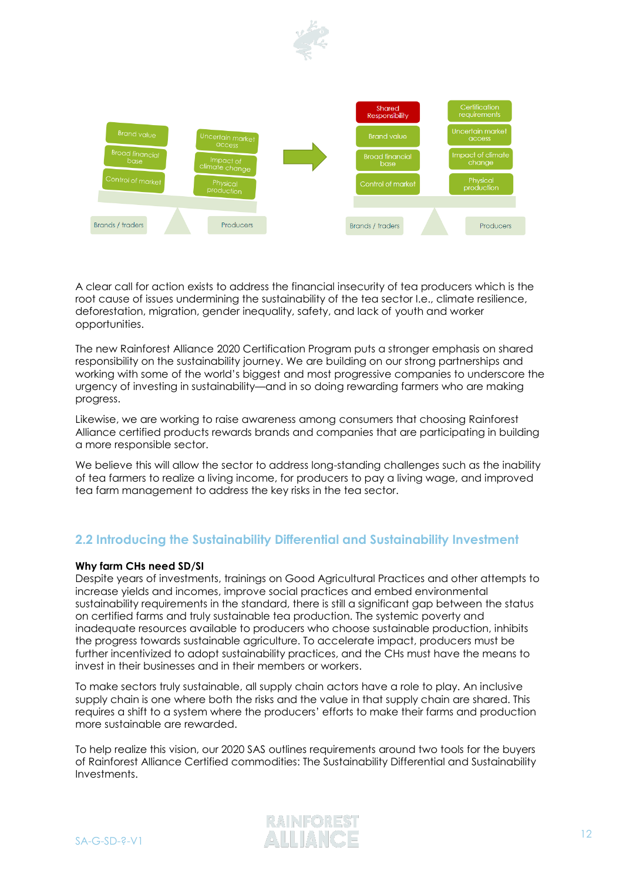A clear call for action exists to address the financial insecurity of tea producers which is the root cause of issues undermining the sustainability of the tea sector I.e., climate resilience, deforestation, migration, gender inequality, safety, and lack of youth and worker opportunities.

The new Rainforest Alliance 2020 Certification Program puts a stronger emphasis on shared responsibility on the sustainability journey. We are building on our strong partnerships and working with some of the world's biggest and most progressive companies to underscore the urgency of investing in sustainability—and in so doing rewarding farmers who are making progress.

Likewise, we are working to raise awareness among consumers that choosing Rainforest Alliance certified products rewards brands and companies that are participating in building a more responsible sector.

We believe this will allow the sector to address long-standing challenges such as the inability of tea farmers to realize a living income, for producers to pay a living wage, and improved tea farm management to address the key risks in the tea sector.

## 2.2 Introducing the Sustainability Differential and Sustainability Investment

**Why farm CHs need SD/SI**

Despite years of investments, trainings on Good Agricultural Practices and other attempts to increase yields and incomes, improve social practices and embed environmental sustainability requirements in the standard, there is still a significant gap between the status on certified farms and truly sustainable tea production. The systemic poverty and inadequate resources available to producers who choose sustainable production, inhibits the progress towards sustainable agriculture. To accelerate impact, producers must be further incentivized to adopt sustainability practices, and the CHs must have the means to invest in their businesses and in their members or workers.

To make sectors truly sustainable, all supply chain actors have a role to play. An inclusive supply chain is one where both the risks and the value in that supply chain are shared. This requires a shift to a system where the producers' efforts to make their farms and production more sustainable are rewarded.

To help realize this vision, our 2020 SAS outlines requirements around two tools for the buyers of Rainforest Alliance Certified commodities: The Sustainability Differential and Sustainability Investments.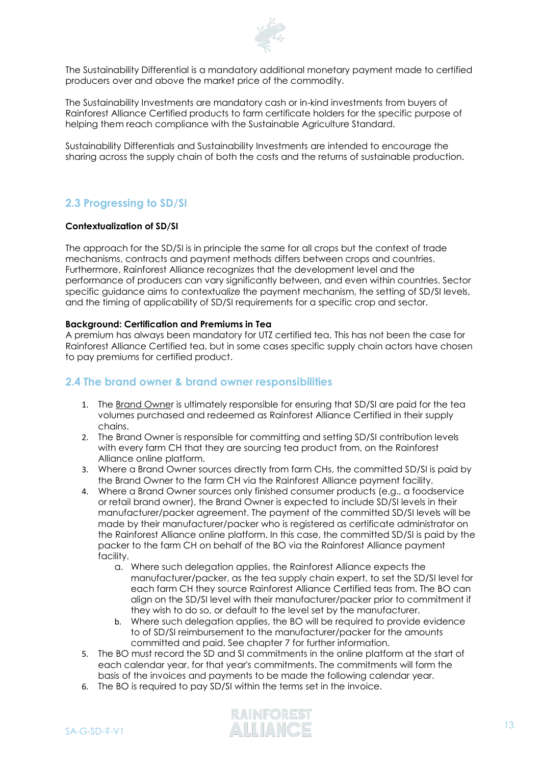The Sustainability Differential is a mandatory additional monetary payment made to certified producers over and above the market price of the commodity.

The Sustainability Investments are mandatory cash or in-kind investments from buyers of Rainforest Alliance Certified products to farm certificate holders for the specific purpose of helping them reach compliance with the Sustainable Agriculture Standard.

Sustainability Differentials and Sustainability Investments are intended to encourage the sharing across the supply chain of both the costs and the returns of sustainable production.

## 2.3 Progressing to SD/SI

**Contextualization of SD/SI**

The approach for the SD/SI is in principle the same for all crops but the context of trade mechanisms, contracts and payment methods differs between crops and countries. Furthermore, Rainforest Alliance recognizes that the development level and the performance of producers can vary significantly between, and even within countries. Sector specific guidance aims to contextualize the payment mechanism, the setting of SD/SI levels, and the timing of applicability of SD/SI requirements for a specific crop and sector.

**Background: Certification and Premiums in Tea**

A premium has always been mandatory for UTZ certified tea. This has not been the case for Rainforest Alliance Certified tea, but in some cases specific supply chain actors have chosen to pay premiums for certified product.

## 2.4 The brand owner & brand owner responsibilities

1. The Brand Owner is ultimately responsible for ensuring that SD/SI are paid for the tea volumes purchased and redeemed as Rainforest Alliance Certified in their supply chains.
2. The Brand Owner is responsible for committing and setting SD/SI contribution levels with every farm CH that they are sourcing tea product from, on the Rainforest Alliance online platform.
3. Where a Brand Owner sources directly from farm CHs, the committed SD/SI is paid by the Brand Owner to the farm CH via the Rainforest Alliance payment facility.
4. Where a Brand Owner sources only finished consumer products (e.g., a foodservice or retail brand owner), the Brand Owner is expected to include SD/SI levels in their manufacturer/packer agreement. The payment of the committed SD/SI levels will be made by their manufacturer/packer who is registered as certificate administrator on the Rainforest Alliance online platform. In this case, the committed SD/SI is paid by the packer to the farm CH on behalf of the BO via the Rainforest Alliance payment facility.
    a. Where such delegation applies, the Rainforest Alliance expects the manufacturer/packer, as the tea supply chain expert, to set the SD/SI level for each farm CH they source Rainforest Alliance Certified teas from. The BO can align on the SD/SI level with their manufacturer/packer prior to commitment if they wish to do so, or default to the level set by the manufacturer.
    b. Where such delegation applies, the BO will be required to provide evidence to of SD/SI reimbursement to the manufacturer/packer for the amounts committed and paid. See chapter 7 for further information.
5. The BO must record the SD and SI commitments in the online platform at the start of each calendar year, for that year's commitments. The commitments will form the basis of the invoices and payments to be made the following calendar year.
6. The BO is required to pay SD/SI within the terms set in the invoice.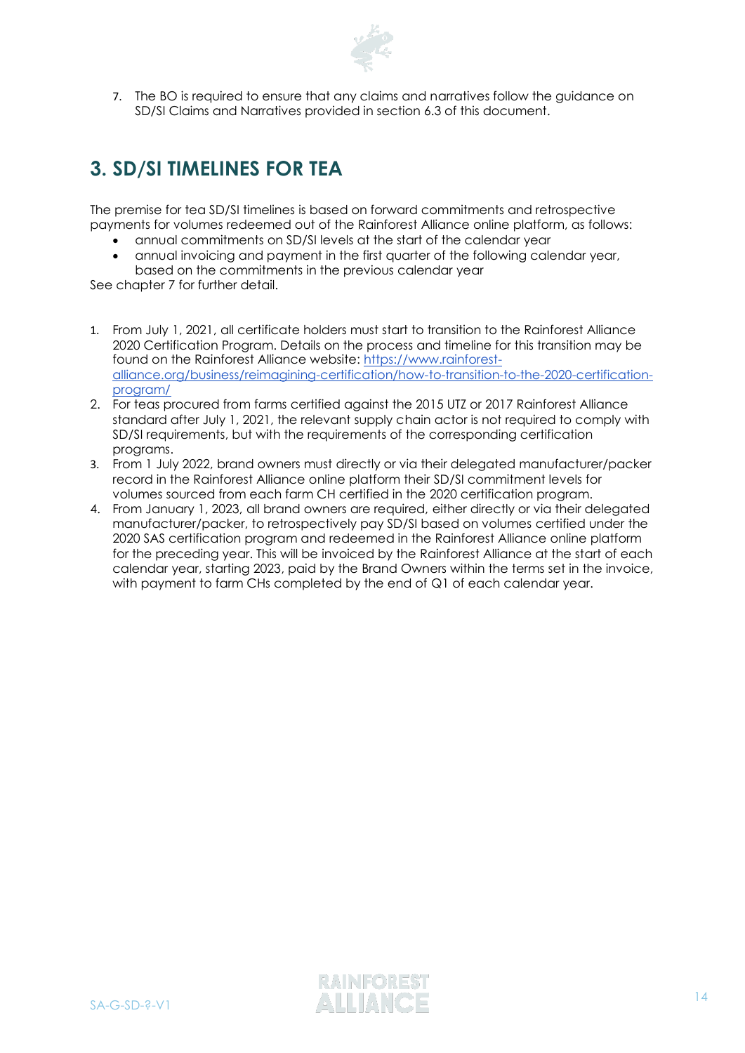7. The BO is required to ensure that any claims and narratives follow the guidance on SD/SI Claims and Narratives provided in section 6.3 of this document.

# 3. SD/SI TIMELINES FOR TEA

The premise for tea SD/SI timelines is based on forward commitments and retrospective payments for volumes redeemed out of the Rainforest Alliance online platform, as follows:

- annual commitments on SD/SI levels at the start of the calendar year
- annual invoicing and payment in the first quarter of the following calendar year, based on the commitments in the previous calendar year

See chapter 7 for further detail.

1. From July 1, 2021, all certificate holders must start to transition to the Rainforest Alliance 2020 Certification Program. Details on the process and timeline for this transition may be found on the Rainforest Alliance website: [https://www.rainforest-alliance.org/business/reimagining-certification/how-to-transition-to-the-2020-certification-program/](https://www.rainforest-alliance.org/business/reimagining-certification/how-to-transition-to-the-2020-certification-program/)
2. For teas procured from farms certified against the 2015 UTZ or 2017 Rainforest Alliance standard after July 1, 2021, the relevant supply chain actor is not required to comply with SD/SI requirements, but with the requirements of the corresponding certification programs.
3. From 1 July 2022, brand owners must directly or via their delegated manufacturer/packer record in the Rainforest Alliance online platform their SD/SI commitment levels for volumes sourced from each farm CH certified in the 2020 certification program.
4. From January 1, 2023, all brand owners are required, either directly or via their delegated manufacturer/packer, to retrospectively pay SD/SI based on volumes certified under the 2020 SAS certification program and redeemed in the Rainforest Alliance online platform for the preceding year. This will be invoiced by the Rainforest Alliance at the start of each calendar year, starting 2023, paid by the Brand Owners within the terms set in the invoice, with payment to farm CHs completed by the end of Q1 of each calendar year.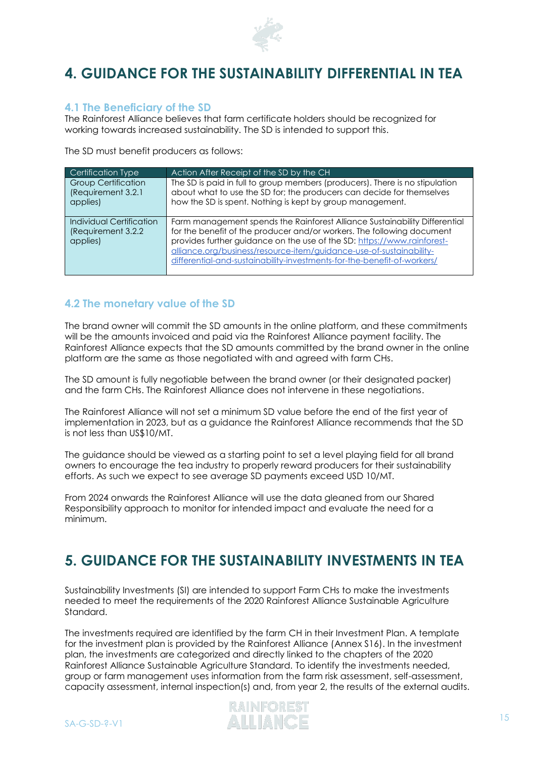# 4. GUIDANCE FOR THE SUSTAINABILITY DIFFERENTIAL IN TEA

## 4.1 The Beneficiary of the SD

The Rainforest Alliance believes that farm certificate holders should be recognized for working towards increased sustainability. The SD is intended to support this.

The SD must benefit producers as follows:

| Certification Type | Action After Receipt of the SD by the CH |
|---|---|
| Group Certification (Requirement 3.2.1 applies) | The SD is paid in full to group members (producers). There is no stipulation about what to use the SD for; the producers can decide for themselves how the SD is spent. Nothing is kept by group management. |
| Individual Certification (Requirement 3.2.2 applies) | Farm management spends the Rainforest Alliance Sustainability Differential for the benefit of the producer and/or workers. The following document provides further guidance on the use of the SD: https://www.rainforest-alliance.org/business/resource-item/guidance-use-of-sustainability-differential-and-sustainability-investments-for-the-benefit-of-workers/ |

## 4.2 The monetary value of the SD

The brand owner will commit the SD amounts in the online platform, and these commitments will be the amounts invoiced and paid via the Rainforest Alliance payment facility. The Rainforest Alliance expects that the SD amounts committed by the brand owner in the online platform are the same as those negotiated with and agreed with farm CHs.

The SD amount is fully negotiable between the brand owner (or their designated packer) and the farm CHs. The Rainforest Alliance does not intervene in these negotiations.

The Rainforest Alliance will not set a minimum SD value before the end of the first year of implementation in 2023, but as a guidance the Rainforest Alliance recommends that the SD is not less than US$10/MT.

The guidance should be viewed as a starting point to set a level playing field for all brand owners to encourage the tea industry to properly reward producers for their sustainability efforts. As such we expect to see average SD payments exceed USD 10/MT.

From 2024 onwards the Rainforest Alliance will use the data gleaned from our Shared Responsibility approach to monitor for intended impact and evaluate the need for a minimum.

# 5. GUIDANCE FOR THE SUSTAINABILITY INVESTMENTS IN TEA

Sustainability Investments (SI) are intended to support Farm CHs to make the investments needed to meet the requirements of the 2020 Rainforest Alliance Sustainable Agriculture Standard.

The investments required are identified by the farm CH in their Investment Plan. A template for the investment plan is provided by the Rainforest Alliance (Annex S16). In the investment plan, the investments are categorized and directly linked to the chapters of the 2020 Rainforest Alliance Sustainable Agriculture Standard. To identify the investments needed, group or farm management uses information from the farm risk assessment, self-assessment, capacity assessment, internal inspection(s) and, from year 2, the results of the external audits.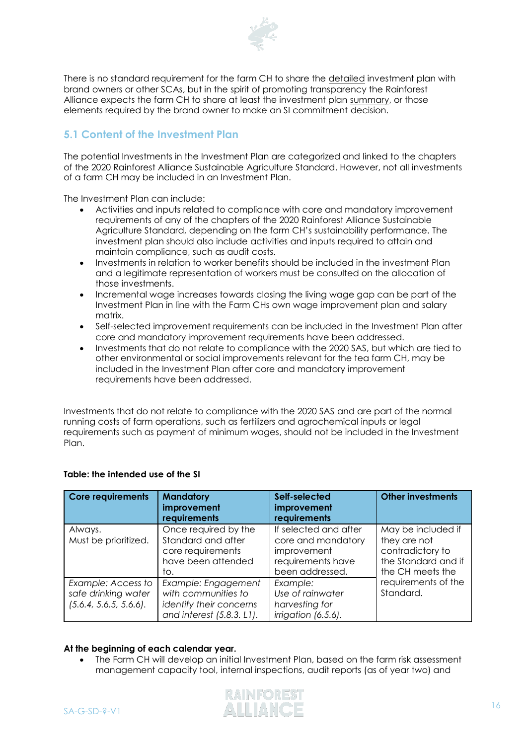There is no standard requirement for the farm CH to share the detailed investment plan with brand owners or other SCAs, but in the spirit of promoting transparency the Rainforest Alliance expects the farm CH to share at least the investment plan summary, or those elements required by the brand owner to make an SI commitment decision.

## 5.1 Content of the Investment Plan

The potential Investments in the Investment Plan are categorized and linked to the chapters of the 2020 Rainforest Alliance Sustainable Agriculture Standard. However, not all investments of a farm CH may be included in an Investment Plan.

The Investment Plan can include:

- Activities and inputs related to compliance with core and mandatory improvement requirements of any of the chapters of the 2020 Rainforest Alliance Sustainable Agriculture Standard, depending on the farm CH's sustainability performance. The investment plan should also include activities and inputs required to attain and maintain compliance, such as audit costs.
- Investments in relation to worker benefits should be included in the investment Plan and a legitimate representation of workers must be consulted on the allocation of those investments.
- Incremental wage increases towards closing the living wage gap can be part of the Investment Plan in line with the Farm CHs own wage improvement plan and salary matrix.
- Self-selected improvement requirements can be included in the Investment Plan after core and mandatory improvement requirements have been addressed.
- Investments that do not relate to compliance with the 2020 SAS, but which are tied to other environmental or social improvements relevant for the tea farm CH, may be included in the Investment Plan after core and mandatory improvement requirements have been addressed.

Investments that do not relate to compliance with the 2020 SAS and are part of the normal running costs of farm operations, such as fertilizers and agrochemical inputs or legal requirements such as payment of minimum wages, should not be included in the Investment Plan.

**Table: the intended use of the SI**

| Core requirements | Mandatory improvement requirements | Self-selected improvement requirements | Other investments |
|---|---|---|---|
| Always. Must be prioritized. | Once required by the Standard and after core requirements have been attended to. | If selected and after core and mandatory improvement requirements have been addressed. | May be included if they are not contradictory to the Standard and if the CH meets the requirements of the Standard. |
| *Example: Access to safe drinking water (5.6.4, 5.6.5, 5.6.6).* | *Example: Engagement with communities to identify their concerns and interest (5.8.3. L1).* | *Example: Use of rainwater harvesting for irrigation (6.5.6).* | |

**At the beginning of each calendar year.**

- The Farm CH will develop an initial Investment Plan, based on the farm risk assessment management capacity tool, internal inspections, audit reports (as of year two) and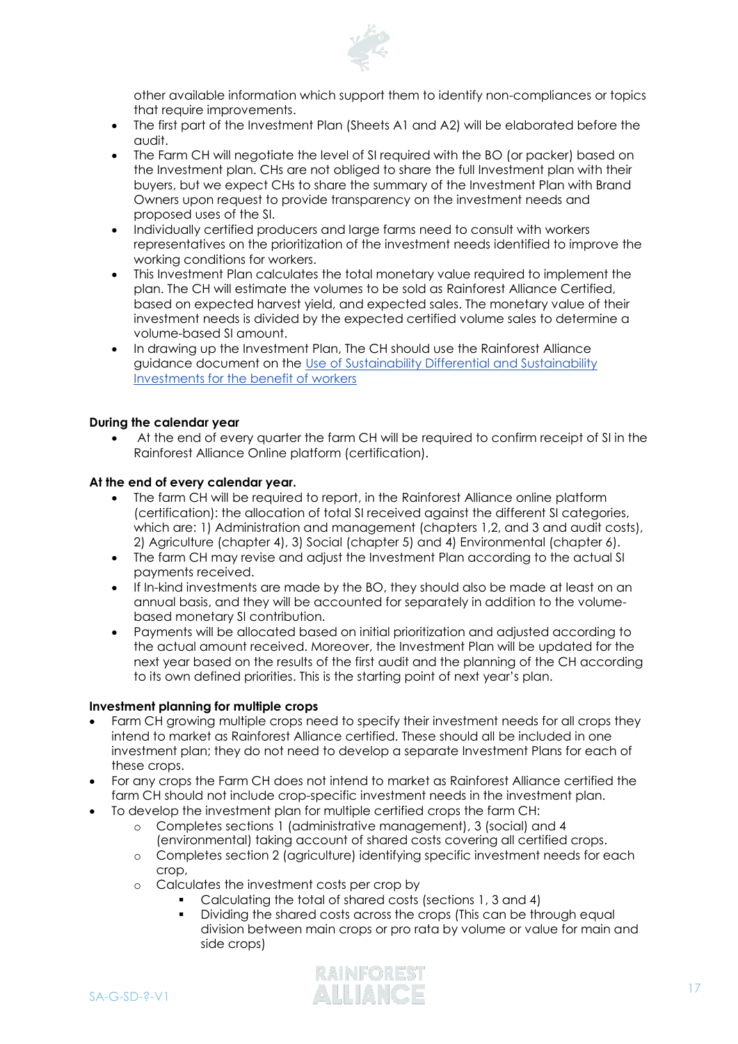other available information which support them to identify non-compliances or topics that require improvements.

- The first part of the Investment Plan (Sheets A1 and A2) will be elaborated before the audit.
- The Farm CH will negotiate the level of SI required with the BO (or packer) based on the Investment plan. CHs are not obliged to share the full Investment plan with their buyers, but we expect CHs to share the summary of the Investment Plan with Brand Owners upon request to provide transparency on the investment needs and proposed uses of the SI.
- Individually certified producers and large farms need to consult with workers representatives on the prioritization of the investment needs identified to improve the working conditions for workers.
- This Investment Plan calculates the total monetary value required to implement the plan. The CH will estimate the volumes to be sold as Rainforest Alliance Certified, based on expected harvest yield, and expected sales. The monetary value of their investment needs is divided by the expected certified volume sales to determine a volume-based SI amount.
- In drawing up the Investment Plan, The CH should use the Rainforest Alliance guidance document on the [Use of Sustainability Differential and Sustainability Investments for the benefit of workers]

**During the calendar year**

- At the end of every quarter the farm CH will be required to confirm receipt of SI in the Rainforest Alliance Online platform (certification).

**At the end of every calendar year.**

- The farm CH will be required to report, in the Rainforest Alliance online platform (certification): the allocation of total SI received against the different SI categories, which are: 1) Administration and management (chapters 1,2, and 3 and audit costs), 2) Agriculture (chapter 4), 3) Social (chapter 5) and 4) Environmental (chapter 6).
- The farm CH may revise and adjust the Investment Plan according to the actual SI payments received.
- If In-kind investments are made by the BO, they should also be made at least on an annual basis, and they will be accounted for separately in addition to the volume-based monetary SI contribution.
- Payments will be allocated based on initial prioritization and adjusted according to the actual amount received. Moreover, the Investment Plan will be updated for the next year based on the results of the first audit and the planning of the CH according to its own defined priorities. This is the starting point of next year's plan.

**Investment planning for multiple crops**

- Farm CH growing multiple crops need to specify their investment needs for all crops they intend to market as Rainforest Alliance certified. These should all be included in one investment plan; they do not need to develop a separate Investment Plans for each of these crops.
- For any crops the Farm CH does not intend to market as Rainforest Alliance certified the farm CH should not include crop-specific investment needs in the investment plan.
- To develop the investment plan for multiple certified crops the farm CH:
  - Completes sections 1 (administrative management), 3 (social) and 4 (environmental) taking account of shared costs covering all certified crops.
  - Completes section 2 (agriculture) identifying specific investment needs for each crop,
  - Calculates the investment costs per crop by
    - Calculating the total of shared costs (sections 1, 3 and 4)
    - Dividing the shared costs across the crops (This can be through equal division between main crops or pro rata by volume or value for main and side crops)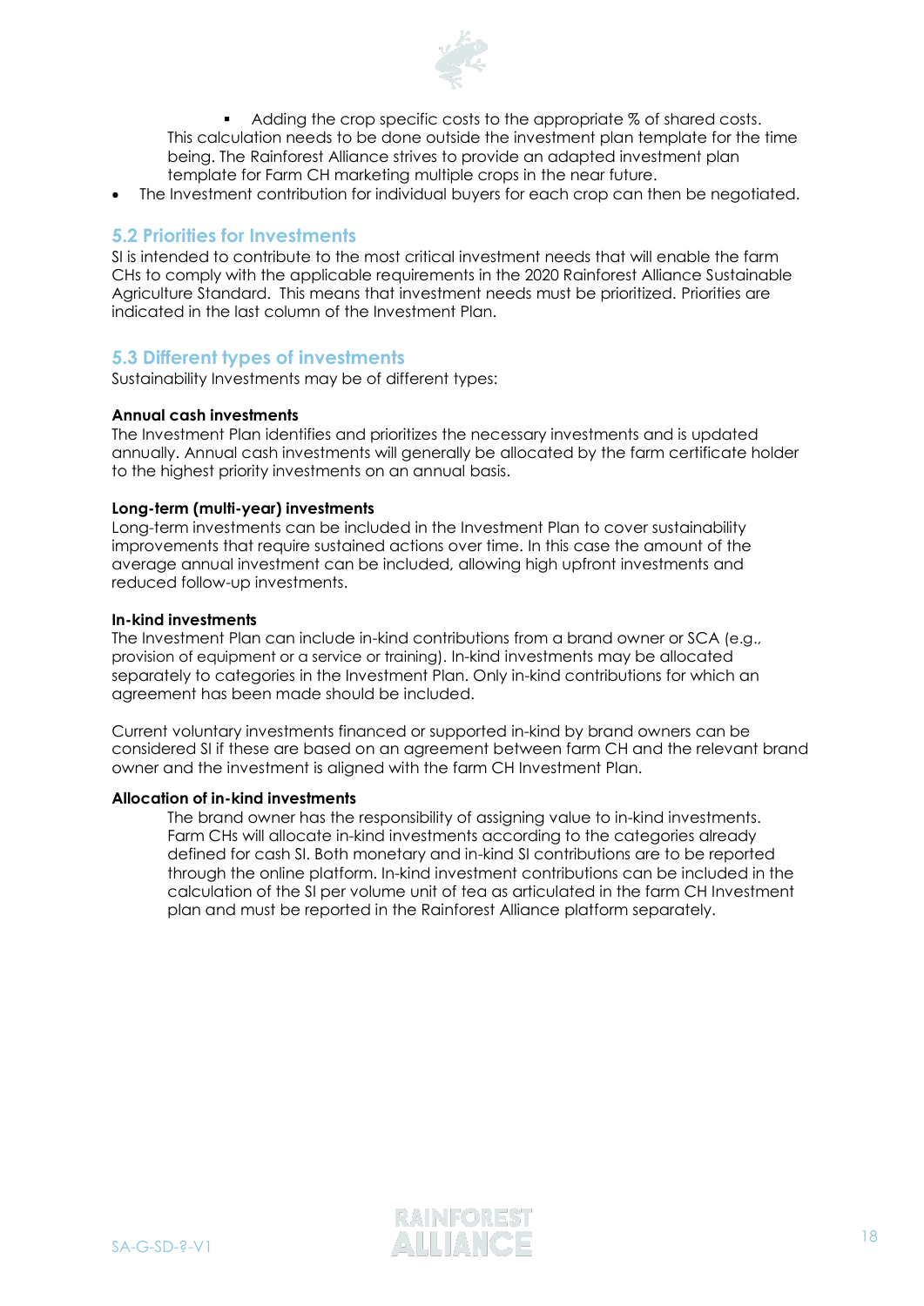- Adding the crop specific costs to the appropriate % of shared costs.

  This calculation needs to be done outside the investment plan template for the time being. The Rainforest Alliance strives to provide an adapted investment plan template for Farm CH marketing multiple crops in the near future.

- The Investment contribution for individual buyers for each crop can then be negotiated.

## 5.2 Priorities for Investments

SI is intended to contribute to the most critical investment needs that will enable the farm CHs to comply with the applicable requirements in the 2020 Rainforest Alliance Sustainable Agriculture Standard. This means that investment needs must be prioritized. Priorities are indicated in the last column of the Investment Plan.

## 5.3 Different types of investments

Sustainability Investments may be of different types:

**Annual cash investments**

The Investment Plan identifies and prioritizes the necessary investments and is updated annually. Annual cash investments will generally be allocated by the farm certificate holder to the highest priority investments on an annual basis.

**Long-term (multi-year) investments**

Long-term investments can be included in the Investment Plan to cover sustainability improvements that require sustained actions over time. In this case the amount of the average annual investment can be included, allowing high upfront investments and reduced follow-up investments.

**In-kind investments**

The Investment Plan can include in-kind contributions from a brand owner or SCA (e.g., provision of equipment or a service or training). In-kind investments may be allocated separately to categories in the Investment Plan. Only in-kind contributions for which an agreement has been made should be included.

Current voluntary investments financed or supported in-kind by brand owners can be considered SI if these are based on an agreement between farm CH and the relevant brand owner and the investment is aligned with the farm CH Investment Plan.

**Allocation of in-kind investments**

The brand owner has the responsibility of assigning value to in-kind investments. Farm CHs will allocate in-kind investments according to the categories already defined for cash SI. Both monetary and in-kind SI contributions are to be reported through the online platform. In-kind investment contributions can be included in the calculation of the SI per volume unit of tea as articulated in the farm CH Investment plan and must be reported in the Rainforest Alliance platform separately.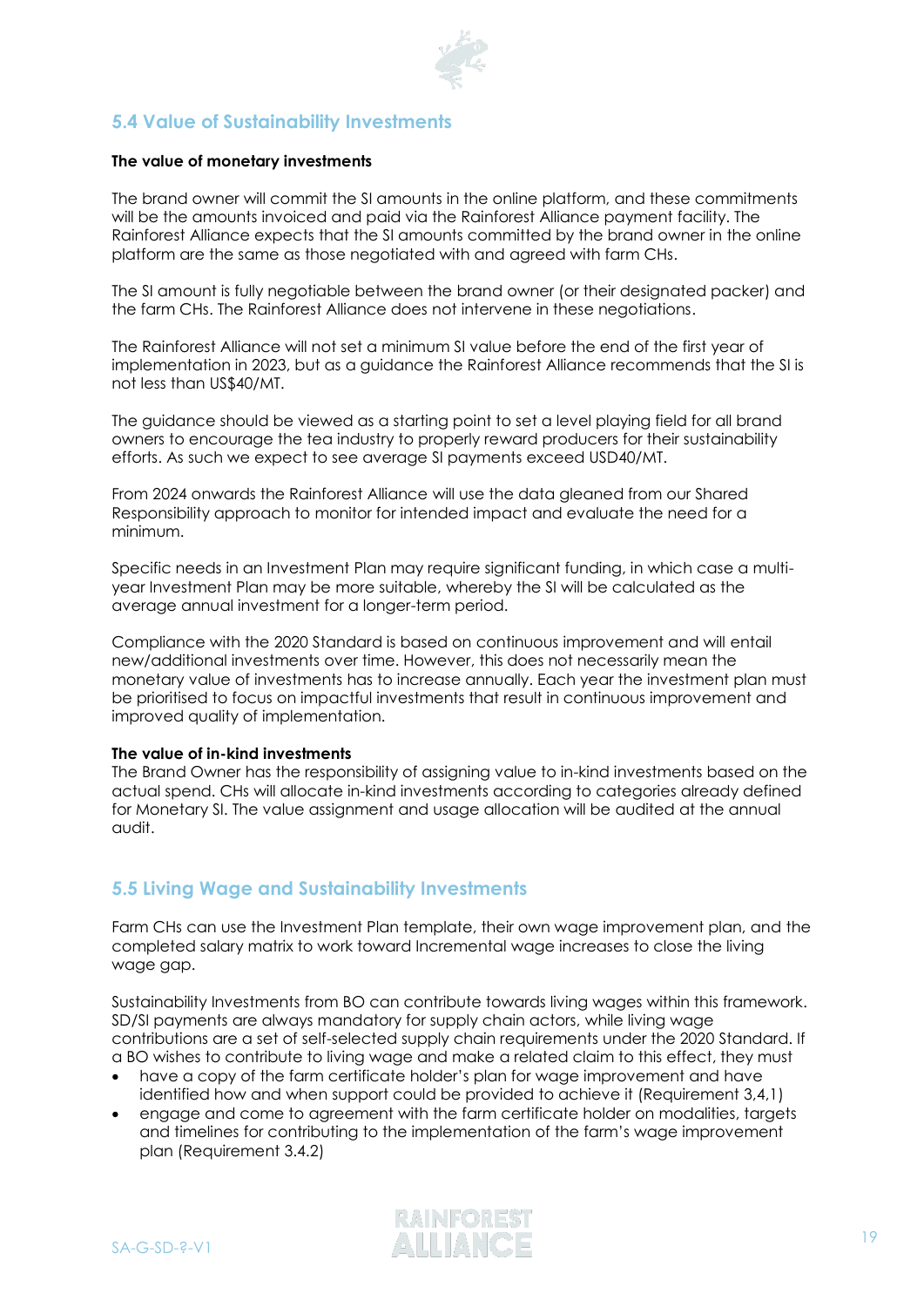## 5.4 Value of Sustainability Investments

**The value of monetary investments**

The brand owner will commit the SI amounts in the online platform, and these commitments will be the amounts invoiced and paid via the Rainforest Alliance payment facility. The Rainforest Alliance expects that the SI amounts committed by the brand owner in the online platform are the same as those negotiated with and agreed with farm CHs.

The SI amount is fully negotiable between the brand owner (or their designated packer) and the farm CHs. The Rainforest Alliance does not intervene in these negotiations.

The Rainforest Alliance will not set a minimum SI value before the end of the first year of implementation in 2023, but as a guidance the Rainforest Alliance recommends that the SI is not less than US$40/MT.

The guidance should be viewed as a starting point to set a level playing field for all brand owners to encourage the tea industry to properly reward producers for their sustainability efforts. As such we expect to see average SI payments exceed USD40/MT.

From 2024 onwards the Rainforest Alliance will use the data gleaned from our Shared Responsibility approach to monitor for intended impact and evaluate the need for a minimum.

Specific needs in an Investment Plan may require significant funding, in which case a multi-year Investment Plan may be more suitable, whereby the SI will be calculated as the average annual investment for a longer-term period.

Compliance with the 2020 Standard is based on continuous improvement and will entail new/additional investments over time. However, this does not necessarily mean the monetary value of investments has to increase annually. Each year the investment plan must be prioritised to focus on impactful investments that result in continuous improvement and improved quality of implementation.

**The value of in-kind investments**

The Brand Owner has the responsibility of assigning value to in-kind investments based on the actual spend. CHs will allocate in-kind investments according to categories already defined for Monetary SI. The value assignment and usage allocation will be audited at the annual audit.

## 5.5 Living Wage and Sustainability Investments

Farm CHs can use the Investment Plan template, their own wage improvement plan, and the completed salary matrix to work toward Incremental wage increases to close the living wage gap.

Sustainability Investments from BO can contribute towards living wages within this framework. SD/SI payments are always mandatory for supply chain actors, while living wage contributions are a set of self-selected supply chain requirements under the 2020 Standard. If a BO wishes to contribute to living wage and make a related claim to this effect, they must

- have a copy of the farm certificate holder's plan for wage improvement and have identified how and when support could be provided to achieve it (Requirement 3,4,1)
- engage and come to agreement with the farm certificate holder on modalities, targets and timelines for contributing to the implementation of the farm's wage improvement plan (Requirement 3.4.2)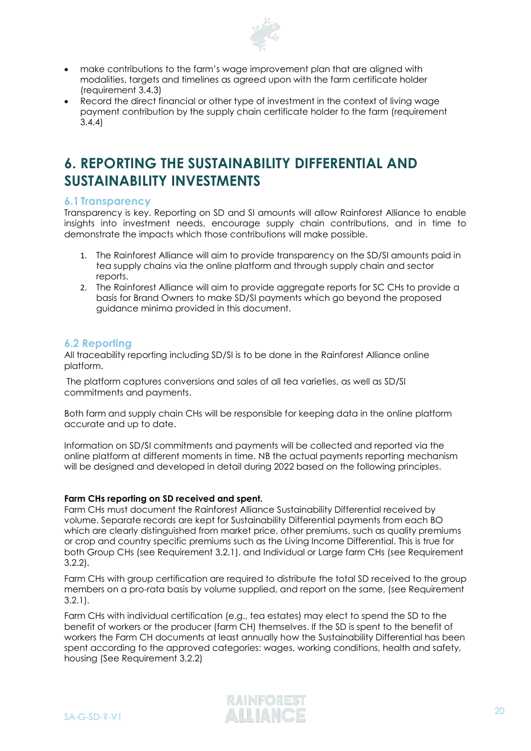- make contributions to the farm's wage improvement plan that are aligned with modalities, targets and timelines as agreed upon with the farm certificate holder (requirement 3.4.3)
- Record the direct financial or other type of investment in the context of living wage payment contribution by the supply chain certificate holder to the farm (requirement 3.4.4)

# 6. REPORTING THE SUSTAINABILITY DIFFERENTIAL AND SUSTAINABILITY INVESTMENTS

## 6.1 Transparency

Transparency is key. Reporting on SD and SI amounts will allow Rainforest Alliance to enable insights into investment needs, encourage supply chain contributions, and in time to demonstrate the impacts which those contributions will make possible.

1. The Rainforest Alliance will aim to provide transparency on the SD/SI amounts paid in tea supply chains via the online platform and through supply chain and sector reports.
2. The Rainforest Alliance will aim to provide aggregate reports for SC CHs to provide a basis for Brand Owners to make SD/SI payments which go beyond the proposed guidance minima provided in this document.

## 6.2 Reporting

All traceability reporting including SD/SI is to be done in the Rainforest Alliance online platform.

The platform captures conversions and sales of all tea varieties, as well as SD/SI commitments and payments.

Both farm and supply chain CHs will be responsible for keeping data in the online platform accurate and up to date.

Information on SD/SI commitments and payments will be collected and reported via the online platform at different moments in time. NB the actual payments reporting mechanism will be designed and developed in detail during 2022 based on the following principles.

**Farm CHs reporting on SD received and spent.**

Farm CHs must document the Rainforest Alliance Sustainability Differential received by volume. Separate records are kept for Sustainability Differential payments from each BO which are clearly distinguished from market price, other premiums, such as quality premiums or crop and country specific premiums such as the Living Income Differential. This is true for both Group CHs (see Requirement 3.2.1). and Individual or Large farm CHs (see Requirement 3.2.2).

Farm CHs with group certification are required to distribute the total SD received to the group members on a pro-rata basis by volume supplied, and report on the same, (see Requirement 3.2.1).

Farm CHs with individual certification (e.g., tea estates) may elect to spend the SD to the benefit of workers or the producer (farm CH) themselves. If the SD is spent to the benefit of workers the Farm CH documents at least annually how the Sustainability Differential has been spent according to the approved categories: wages, working conditions, health and safety, housing (See Requirement 3.2.2)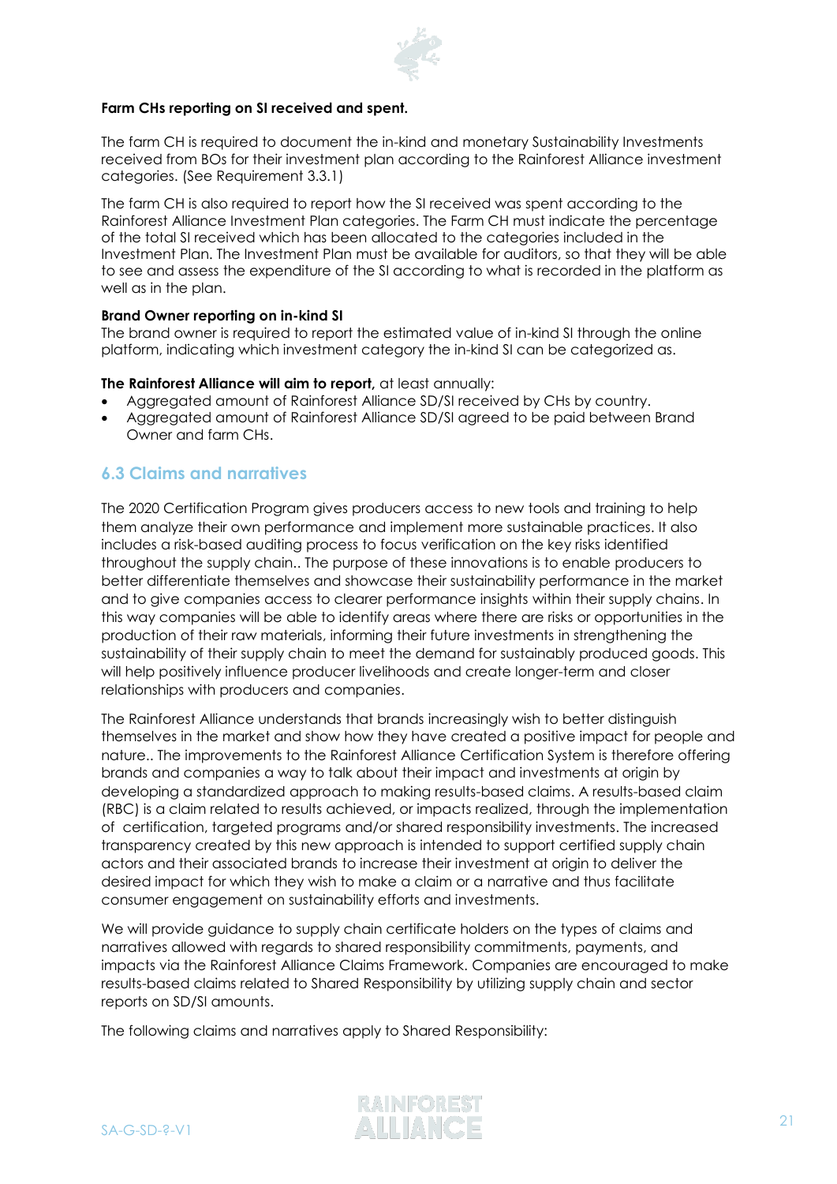**Farm CHs reporting on SI received and spent.**

The farm CH is required to document the in-kind and monetary Sustainability Investments received from BOs for their investment plan according to the Rainforest Alliance investment categories. (See Requirement 3.3.1)

The farm CH is also required to report how the SI received was spent according to the Rainforest Alliance Investment Plan categories. The Farm CH must indicate the percentage of the total SI received which has been allocated to the categories included in the Investment Plan. The Investment Plan must be available for auditors, so that they will be able to see and assess the expenditure of the SI according to what is recorded in the platform as well as in the plan.

**Brand Owner reporting on in-kind SI**
The brand owner is required to report the estimated value of in-kind SI through the online platform, indicating which investment category the in-kind SI can be categorized as.

**The Rainforest Alliance will aim to report,** at least annually:

- Aggregated amount of Rainforest Alliance SD/SI received by CHs by country.
- Aggregated amount of Rainforest Alliance SD/SI agreed to be paid between Brand Owner and farm CHs.

## 6.3 Claims and narratives

The 2020 Certification Program gives producers access to new tools and training to help them analyze their own performance and implement more sustainable practices. It also includes a risk-based auditing process to focus verification on the key risks identified throughout the supply chain.. The purpose of these innovations is to enable producers to better differentiate themselves and showcase their sustainability performance in the market and to give companies access to clearer performance insights within their supply chains. In this way companies will be able to identify areas where there are risks or opportunities in the production of their raw materials, informing their future investments in strengthening the sustainability of their supply chain to meet the demand for sustainably produced goods. This will help positively influence producer livelihoods and create longer-term and closer relationships with producers and companies.

The Rainforest Alliance understands that brands increasingly wish to better distinguish themselves in the market and show how they have created a positive impact for people and nature.. The improvements to the Rainforest Alliance Certification System is therefore offering brands and companies a way to talk about their impact and investments at origin by developing a standardized approach to making results-based claims. A results-based claim (RBC) is a claim related to results achieved, or impacts realized, through the implementation of certification, targeted programs and/or shared responsibility investments. The increased transparency created by this new approach is intended to support certified supply chain actors and their associated brands to increase their investment at origin to deliver the desired impact for which they wish to make a claim or a narrative and thus facilitate consumer engagement on sustainability efforts and investments.

We will provide guidance to supply chain certificate holders on the types of claims and narratives allowed with regards to shared responsibility commitments, payments, and impacts via the Rainforest Alliance Claims Framework. Companies are encouraged to make results-based claims related to Shared Responsibility by utilizing supply chain and sector reports on SD/SI amounts.

The following claims and narratives apply to Shared Responsibility: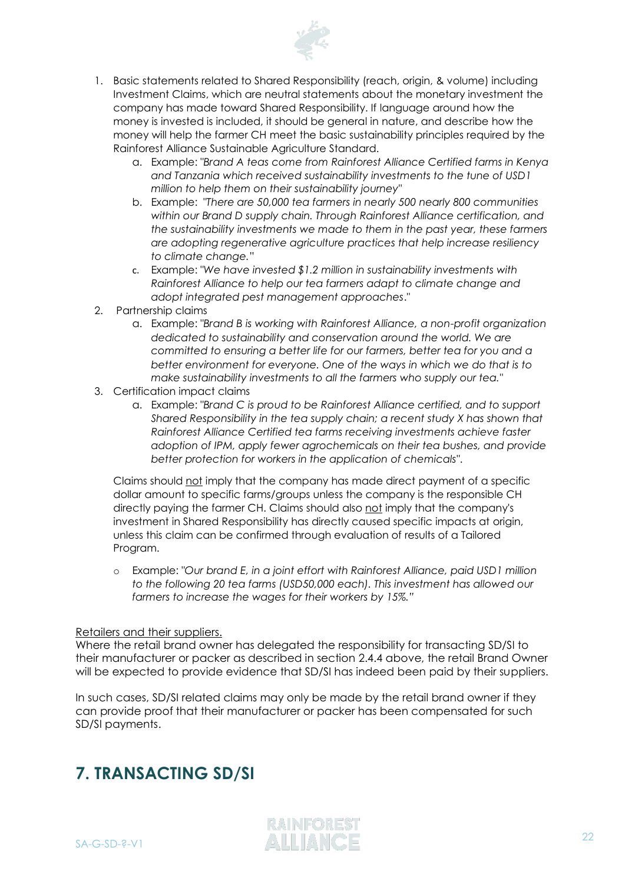1. Basic statements related to Shared Responsibility (reach, origin, & volume) including Investment Claims, which are neutral statements about the monetary investment the company has made toward Shared Responsibility. If language around how the money is invested is included, it should be general in nature, and describe how the money will help the farmer CH meet the basic sustainability principles required by the Rainforest Alliance Sustainable Agriculture Standard.
   a. Example: *"Brand A teas come from Rainforest Alliance Certified farms in Kenya and Tanzania which received sustainability investments to the tune of USD1 million to help them on their sustainability journey"*
   b. Example: *"There are 50,000 tea farmers in nearly 500 nearly 800 communities within our Brand D supply chain. Through Rainforest Alliance certification, and the sustainability investments we made to them in the past year, these farmers are adopting regenerative agriculture practices that help increase resiliency to climate change."*
   c. Example: *"We have invested $1.2 million in sustainability investments with Rainforest Alliance to help our tea farmers adapt to climate change and adopt integrated pest management approaches."*
2. Partnership claims
   a. Example: *"Brand B is working with Rainforest Alliance, a non-profit organization dedicated to sustainability and conservation around the world. We are committed to ensuring a better life for our farmers, better tea for you and a better environment for everyone. One of the ways in which we do that is to make sustainability investments to all the farmers who supply our tea."*
3. Certification impact claims
   a. Example: *"Brand C is proud to be Rainforest Alliance certified, and to support Shared Responsibility in the tea supply chain; a recent study X has shown that Rainforest Alliance Certified tea farms receiving investments achieve faster adoption of IPM, apply fewer agrochemicals on their tea bushes, and provide better protection for workers in the application of chemicals".*

   Claims should <u>not</u> imply that the company has made direct payment of a specific dollar amount to specific farms/groups unless the company is the responsible CH directly paying the farmer CH. Claims should also <u>not</u> imply that the company's investment in Shared Responsibility has directly caused specific impacts at origin, unless this claim can be confirmed through evaluation of results of a Tailored Program.

   - Example: *"Our brand E, in a joint effort with Rainforest Alliance, paid USD1 million to the following 20 tea farms (USD50,000 each). This investment has allowed our farmers to increase the wages for their workers by 15%."*

<u>Retailers and their suppliers.</u>

Where the retail brand owner has delegated the responsibility for transacting SD/SI to their manufacturer or packer as described in section 2.4.4 above, the retail Brand Owner will be expected to provide evidence that SD/SI has indeed been paid by their suppliers.

In such cases, SD/SI related claims may only be made by the retail brand owner if they can provide proof that their manufacturer or packer has been compensated for such SD/SI payments.

# 7. TRANSACTING SD/SI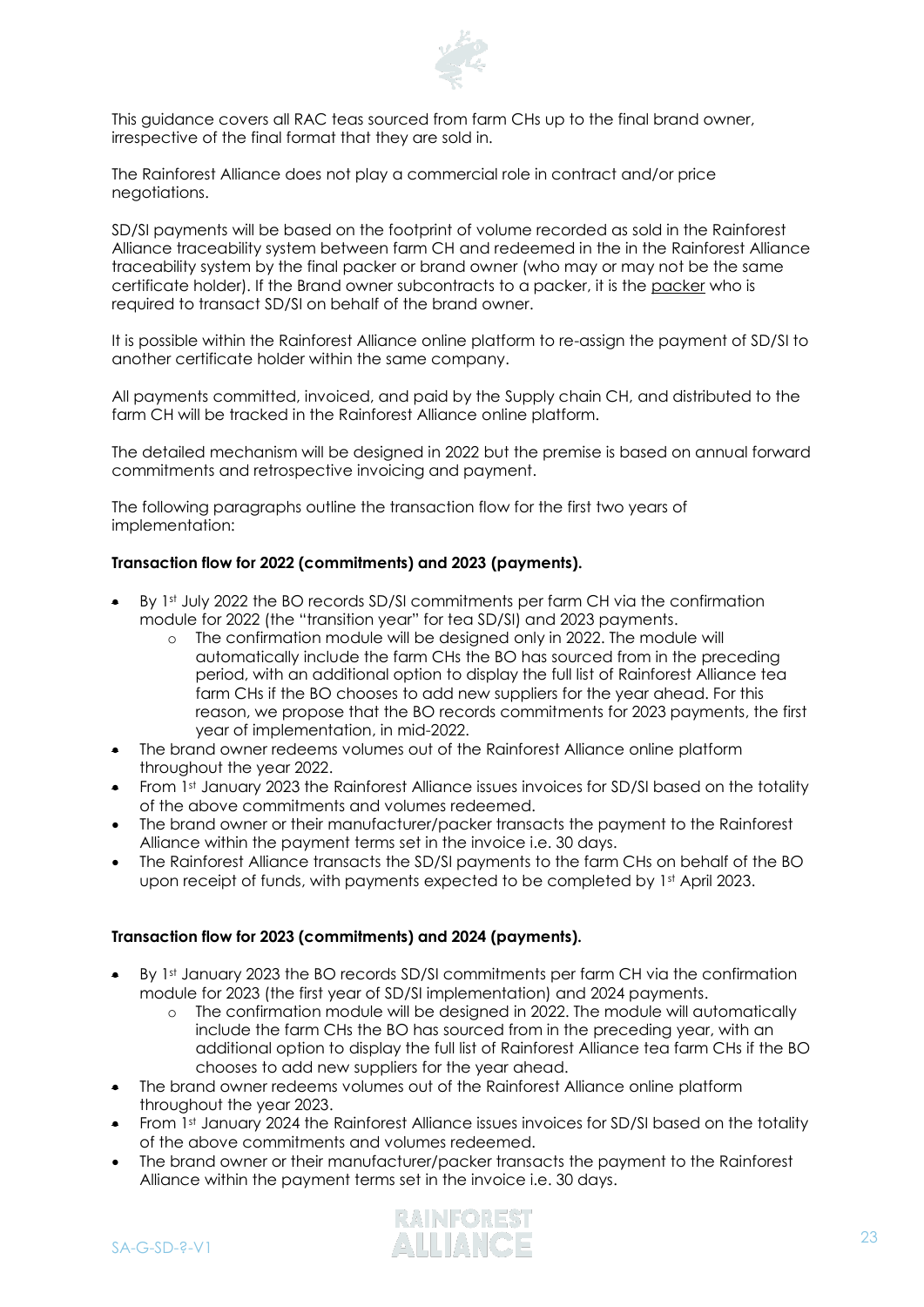This guidance covers all RAC teas sourced from farm CHs up to the final brand owner, irrespective of the final format that they are sold in.

The Rainforest Alliance does not play a commercial role in contract and/or price negotiations.

SD/SI payments will be based on the footprint of volume recorded as sold in the Rainforest Alliance traceability system between farm CH and redeemed in the in the Rainforest Alliance traceability system by the final packer or brand owner (who may or may not be the same certificate holder). If the Brand owner subcontracts to a packer, it is the packer who is required to transact SD/SI on behalf of the brand owner.

It is possible within the Rainforest Alliance online platform to re-assign the payment of SD/SI to another certificate holder within the same company.

All payments committed, invoiced, and paid by the Supply chain CH, and distributed to the farm CH will be tracked in the Rainforest Alliance online platform.

The detailed mechanism will be designed in 2022 but the premise is based on annual forward commitments and retrospective invoicing and payment.

The following paragraphs outline the transaction flow for the first two years of implementation:

**Transaction flow for 2022 (commitments) and 2023 (payments).**

- By 1st July 2022 the BO records SD/SI commitments per farm CH via the confirmation module for 2022 (the "transition year" for tea SD/SI) and 2023 payments.
  - The confirmation module will be designed only in 2022. The module will automatically include the farm CHs the BO has sourced from in the preceding period, with an additional option to display the full list of Rainforest Alliance tea farm CHs if the BO chooses to add new suppliers for the year ahead. For this reason, we propose that the BO records commitments for 2023 payments, the first year of implementation, in mid-2022.
- The brand owner redeems volumes out of the Rainforest Alliance online platform throughout the year 2022.
- From 1st January 2023 the Rainforest Alliance issues invoices for SD/SI based on the totality of the above commitments and volumes redeemed.
- The brand owner or their manufacturer/packer transacts the payment to the Rainforest Alliance within the payment terms set in the invoice i.e. 30 days.
- The Rainforest Alliance transacts the SD/SI payments to the farm CHs on behalf of the BO upon receipt of funds, with payments expected to be completed by 1st April 2023.

**Transaction flow for 2023 (commitments) and 2024 (payments).**

- By 1st January 2023 the BO records SD/SI commitments per farm CH via the confirmation module for 2023 (the first year of SD/SI implementation) and 2024 payments.
  - The confirmation module will be designed in 2022. The module will automatically include the farm CHs the BO has sourced from in the preceding year, with an additional option to display the full list of Rainforest Alliance tea farm CHs if the BO chooses to add new suppliers for the year ahead.
- The brand owner redeems volumes out of the Rainforest Alliance online platform throughout the year 2023.
- From 1st January 2024 the Rainforest Alliance issues invoices for SD/SI based on the totality of the above commitments and volumes redeemed.
- The brand owner or their manufacturer/packer transacts the payment to the Rainforest Alliance within the payment terms set in the invoice i.e. 30 days.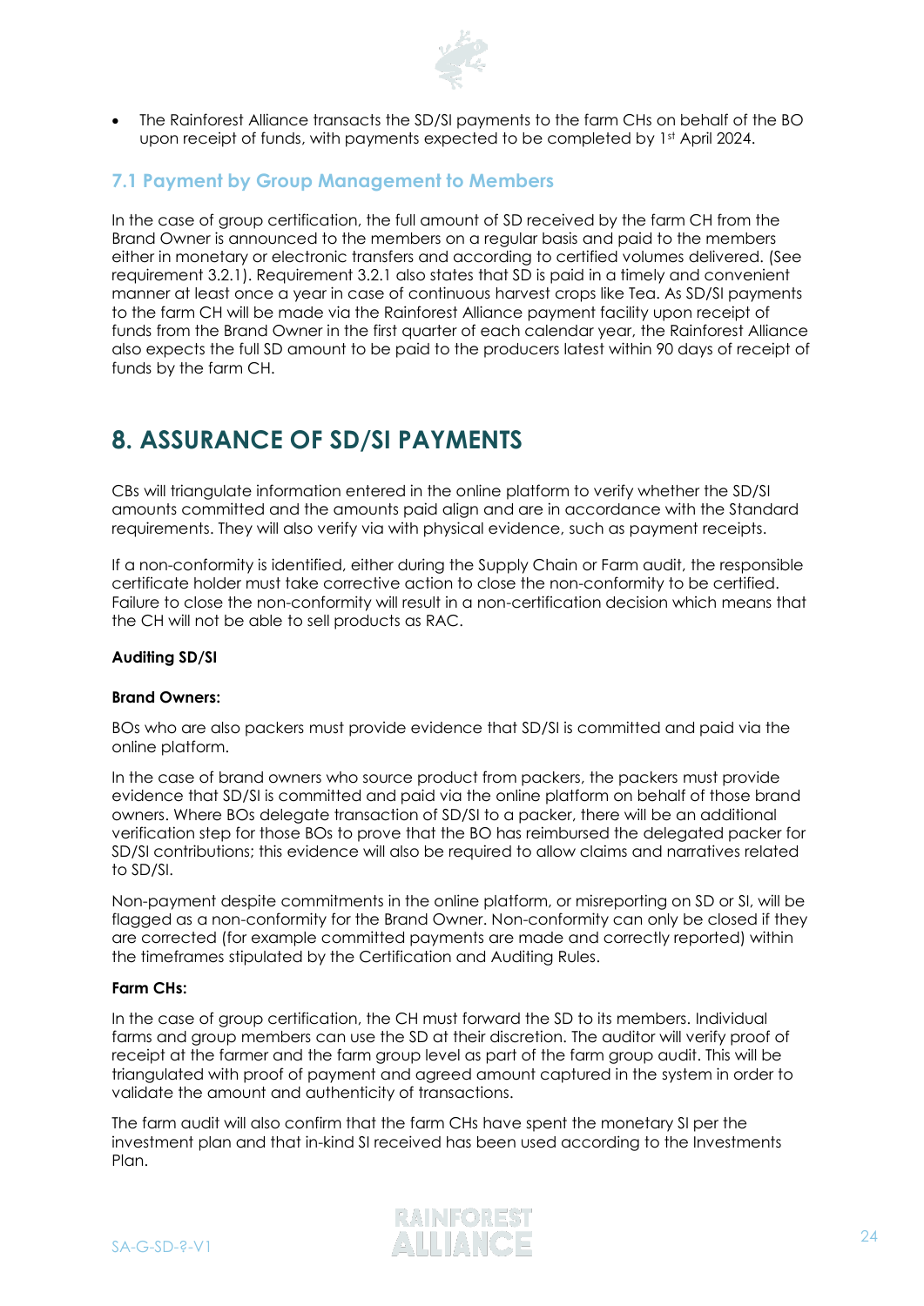- The Rainforest Alliance transacts the SD/SI payments to the farm CHs on behalf of the BO upon receipt of funds, with payments expected to be completed by 1st April 2024.

## 7.1 Payment by Group Management to Members

In the case of group certification, the full amount of SD received by the farm CH from the Brand Owner is announced to the members on a regular basis and paid to the members either in monetary or electronic transfers and according to certified volumes delivered. (See requirement 3.2.1). Requirement 3.2.1 also states that SD is paid in a timely and convenient manner at least once a year in case of continuous harvest crops like Tea. As SD/SI payments to the farm CH will be made via the Rainforest Alliance payment facility upon receipt of funds from the Brand Owner in the first quarter of each calendar year, the Rainforest Alliance also expects the full SD amount to be paid to the producers latest within 90 days of receipt of funds by the farm CH.

# 8. ASSURANCE OF SD/SI PAYMENTS

CBs will triangulate information entered in the online platform to verify whether the SD/SI amounts committed and the amounts paid align and are in accordance with the Standard requirements. They will also verify via with physical evidence, such as payment receipts.

If a non-conformity is identified, either during the Supply Chain or Farm audit, the responsible certificate holder must take corrective action to close the non-conformity to be certified. Failure to close the non-conformity will result in a non-certification decision which means that the CH will not be able to sell products as RAC.

**Auditing SD/SI**

**Brand Owners:**

BOs who are also packers must provide evidence that SD/SI is committed and paid via the online platform.

In the case of brand owners who source product from packers, the packers must provide evidence that SD/SI is committed and paid via the online platform on behalf of those brand owners. Where BOs delegate transaction of SD/SI to a packer, there will be an additional verification step for those BOs to prove that the BO has reimbursed the delegated packer for SD/SI contributions; this evidence will also be required to allow claims and narratives related to SD/SI.

Non-payment despite commitments in the online platform, or misreporting on SD or SI, will be flagged as a non-conformity for the Brand Owner. Non-conformity can only be closed if they are corrected (for example committed payments are made and correctly reported) within the timeframes stipulated by the Certification and Auditing Rules.

**Farm CHs:**

In the case of group certification, the CH must forward the SD to its members. Individual farms and group members can use the SD at their discretion. The auditor will verify proof of receipt at the farmer and the farm group level as part of the farm group audit. This will be triangulated with proof of payment and agreed amount captured in the system in order to validate the amount and authenticity of transactions.

The farm audit will also confirm that the farm CHs have spent the monetary SI per the investment plan and that in-kind SI received has been used according to the Investments Plan.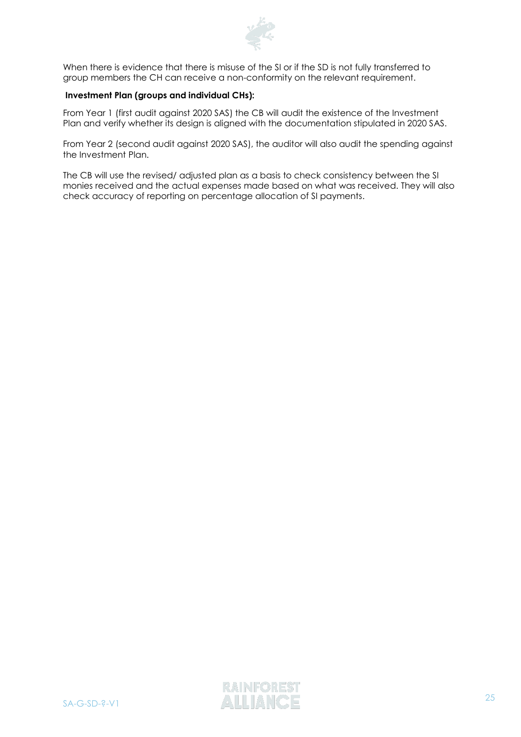When there is evidence that there is misuse of the SI or if the SD is not fully transferred to group members the CH can receive a non-conformity on the relevant requirement.

**Investment Plan (groups and individual CHs):**

From Year 1 (first audit against 2020 SAS) the CB will audit the existence of the Investment Plan and verify whether its design is aligned with the documentation stipulated in 2020 SAS.

From Year 2 (second audit against 2020 SAS), the auditor will also audit the spending against the Investment Plan.

The CB will use the revised/ adjusted plan as a basis to check consistency between the SI monies received and the actual expenses made based on what was received. They will also check accuracy of reporting on percentage allocation of SI payments.